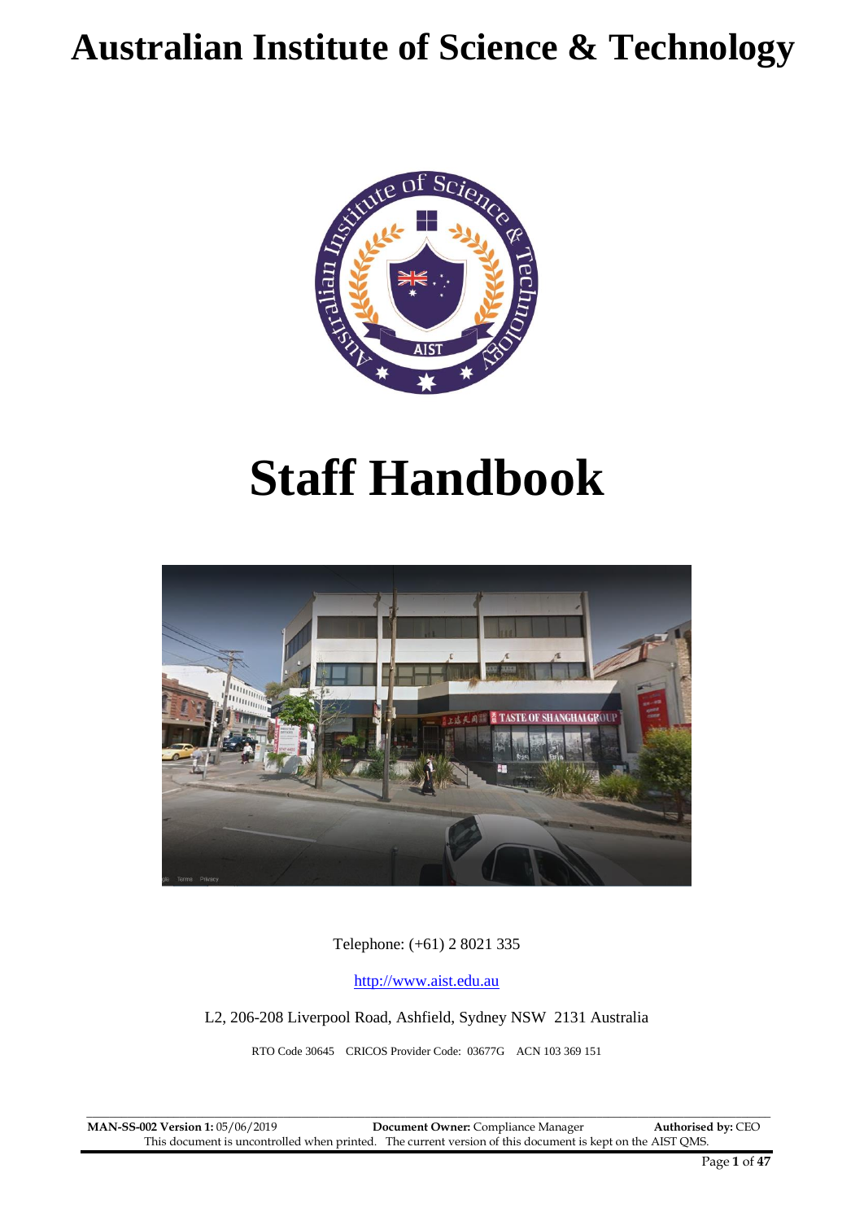# Australian Institute of Science & Technology

# Staff Handbook

Telephone: (+61) 2 8021 335

http://www.aist.edu.au

L2, 206-208 Liverpool Road, Ashfield, Sydney NSW 2131 Australia

RTO Code 30645 CRICOS Provider Code: 03677G ACN 103 369 151

**MAN-SS-002 Version 1:** 05/06/2019 **Document Owner:** Compliance Manager **Authorised by:** CEO

This document is uncontrolled when printed. The current version of this document is kept on the AIST QMS.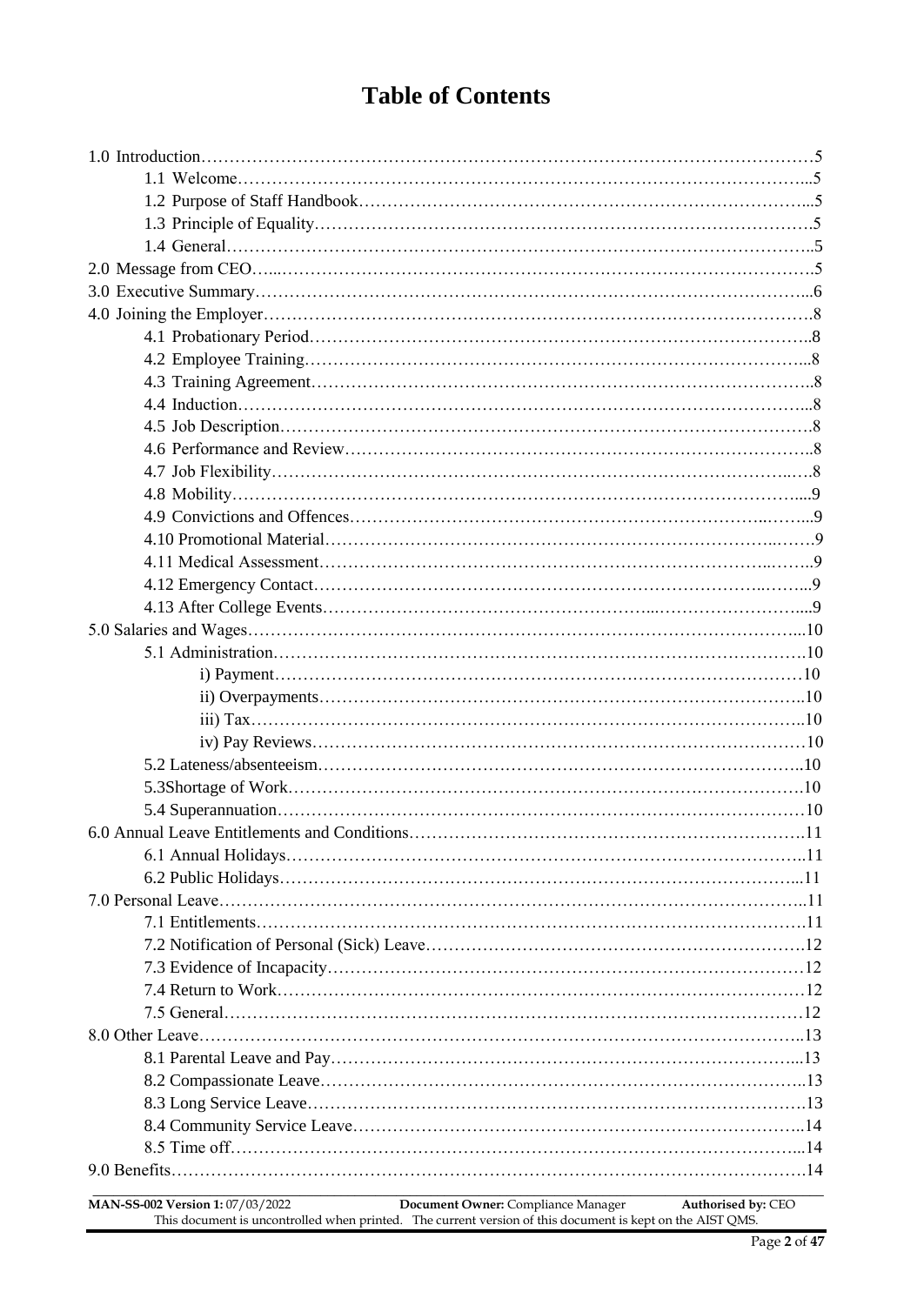# Table of Contents

1.0 Introduction……………………………………………………………………………………………5
- 1.1 Welcome…………………………………………………………………………………………..5
- 1.2 Purpose of Staff Handbook……………………………………………………………………..5
- 1.3 Principle of Equality……………………………………………………………………………5
- 1.4 General…………………………………………………………………………………………..5

2.0 Message from CEO…...………………………………………………………………………………5

3.0 Executive Summary…………………………………………………………………………………..6

4.0 Joining the Employer…………………………………………………………………………………8
- 4.1 Probationary Period……………………………………………………………………………..8
- 4.2 Employee Training……………………………………………………………………………..8
- 4.3 Training Agreement……………………………………………………………………………..8
- 4.4 Induction…………………………………………………………………………………………..8
- 4.5 Job Description…………………………………………………………………………………8
- 4.6 Performance and Review………………………………………………………………………..8
- 4.7 Job Flexibility…………………………………………………………………………..……8
- 4.8 Mobility…………………………………………………………………………………………....9
- 4.9 Convictions and Offences…………………………………………………………..……...9
- 4.10 Promotional Material…………………………………………………………………..……9
- 4.11 Medical Assessment……………………………………………………………………..…...9
- 4.12 Emergency Contact……………………………………………………………………..…..9
- 4.13 After College Events……………………………………………………...……………………...9

5.0 Salaries and Wages…………………………………………………………………………………...10
- 5.1 Administration……………………………………………………………………………….10
  - i) Payment……………………………………………………………………………………10
  - ii) Overpayments……………………………………………………………………………..10
  - iii) Tax………………………………………………………………………………………..10
  - iv) Pay Reviews………………………………………………………………………………10
- 5.2 Lateness/absenteeism…………………………………………………………………………..10
- 5.3Shortage of Work……………………………………………………………………………….10
- 5.4 Superannuation…………………………………………………………………………………10

6.0 Annual Leave Entitlements and Conditions………………………………………………………….11
- 6.1 Annual Holidays………………………………………………………………………………..11
- 6.2 Public Holidays…………………………………………………………………………….....11

7.0 Personal Leave………………………………………………………………………………………..11
- 7.1 Entitlements……………………………………………………………………………………….11
- 7.2 Notification of Personal (Sick) Leave………………………………………………………….12
- 7.3 Evidence of Incapacity…………………………………………………………………………12
- 7.4 Return to Work………………………………………………………………………………12
- 7.5 General……………………………………………………………………………………………12

8.0 Other Leave…………………………………………………………………………………………..13
- 8.1 Parental Leave and Pay……………………………………………………………………….....13
- 8.2 Compassionate Leave…………………………………………………………………………..13
- 8.3 Long Service Leave…………………………………………………………………………….13
- 8.4 Community Service Leave……………………………………………………………………..14
- 8.5 Time off…………………………………………………………………………………………...14

9.0 Benefits…………………………………………………………………………………………………14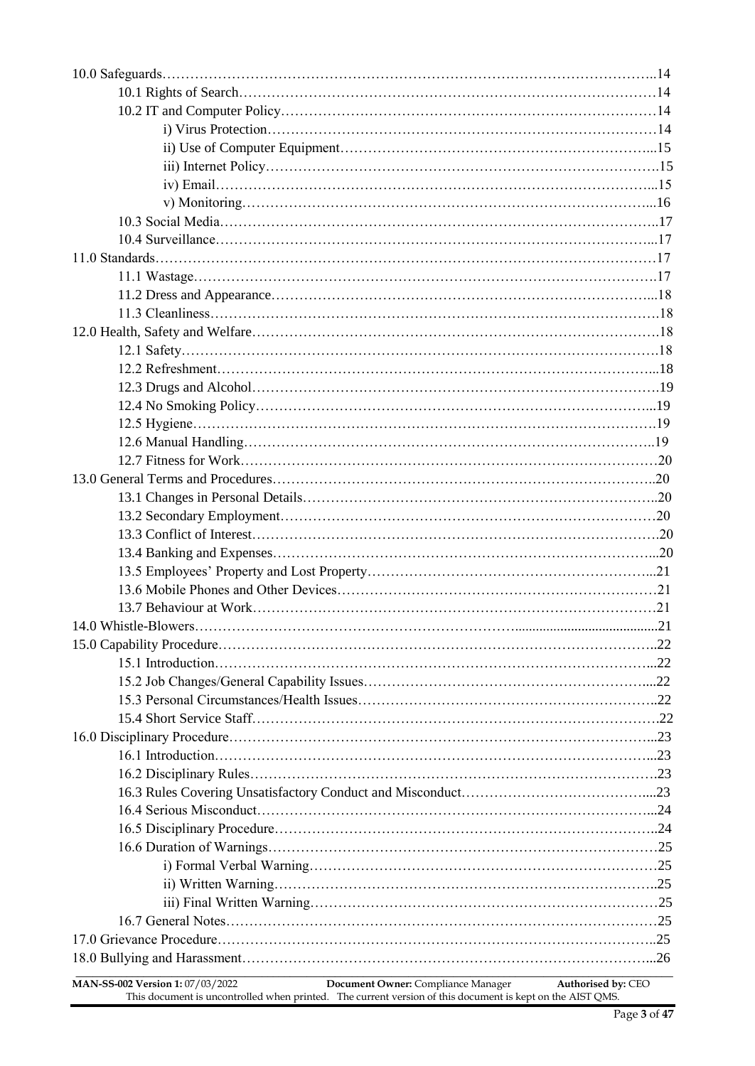10.0 Safeguards……………………………………………………………………………………………..14

- 10.1 Rights of Search……………………………………………………………………………14
- 10.2 IT and Computer Policy……………………………………………………………………14
  - i) Virus Protection…………………………………………………………………………14
  - ii) Use of Computer Equipment……………………………………………………………...15
  - iii) Internet Policy…………………………………………………………………………….15
  - iv) Email……………………………………………………………………………………...15
  - v) Monitoring………………………………………………………………………………...16
- 10.3 Social Media……………………………………………………………………………….17
- 10.4 Surveillance………………………………………………………………………………...17

11.0 Standards……………………………………………………………………………………………17

- 11.1 Wastage…………………………………………………………………………………….17
- 11.2 Dress and Appearance……………………………………………………………………...18
- 11.3 Cleanliness…………………………………………………………………………………18

12.0 Health, Safety and Welfare…………………………………………………………………………18

- 12.1 Safety……………………………………………………………………………………….18
- 12.2 Refreshment………………………………………………………………………………...18
- 12.3 Drugs and Alcohol…………………………………………………………………………19
- 12.4 No Smoking Policy………………………………………………………………………...19
- 12.5 Hygiene……………………………………………………………………………………19
- 12.6 Manual Handling…………………………………………………………………………..19
- 12.7 Fitness for Work……………………………………………………………………………20

13.0 General Terms and Procedures……………………………………………………………………..20

- 13.1 Changes in Personal Details………………………………………………………………..20
- 13.2 Secondary Employment……………………………………………………………………20
- 13.3 Conflict of Interest…………………………………………………………………………20
- 13.4 Banking and Expenses……………………………………………………………………...20
- 13.5 Employees' Property and Lost Property…………………………………………………...21
- 13.6 Mobile Phones and Other Devices…………………………………………………………21
- 13.7 Behaviour at Work…………………………………………………………………………21

14.0 Whistle-Blowers……………………………………………………………………………………21

15.0 Capability Procedure……………………………………………………………………………..22

- 15.1 Introduction………………………………………………………………………………...22
- 15.2 Job Changes/General Capability Issues…………………………………………………....22
- 15.3 Personal Circumstances/Health Issues……………………………………………………..22
- 15.4 Short Service Staff………………………………………………………………………….22

16.0 Disciplinary Procedure……………………………………………………………………………...23

- 16.1 Introduction………………………………………………………………………………...23
- 16.2 Disciplinary Rules………………………………………………………………………….23
- 16.3 Rules Covering Unsatisfactory Conduct and Misconduct…………………………………...23
- 16.4 Serious Misconduct………………………………………………………………………...24
- 16.5 Disciplinary Procedure……………………………………………………………………..24
- 16.6 Duration of Warnings………………………………………………………………………25
  - i) Formal Verbal Warning…………………………………………………………………25
  - ii) Written Warning…………………………………………………………………………..25
  - iii) Final Written Warning……………………………………………………………………25
- 16.7 General Notes………………………………………………………………………………25

17.0 Grievance Procedure………………………………………………………………………………..25

18.0 Bullying and Harassment…………………………………………………………………………...26

**MAN-SS-002 Version 1:** 07/03/2022 **Document Owner:** Compliance Manager **Authorised by:** CEO
This document is uncontrolled when printed. The current version of this document is kept on the AIST QMS.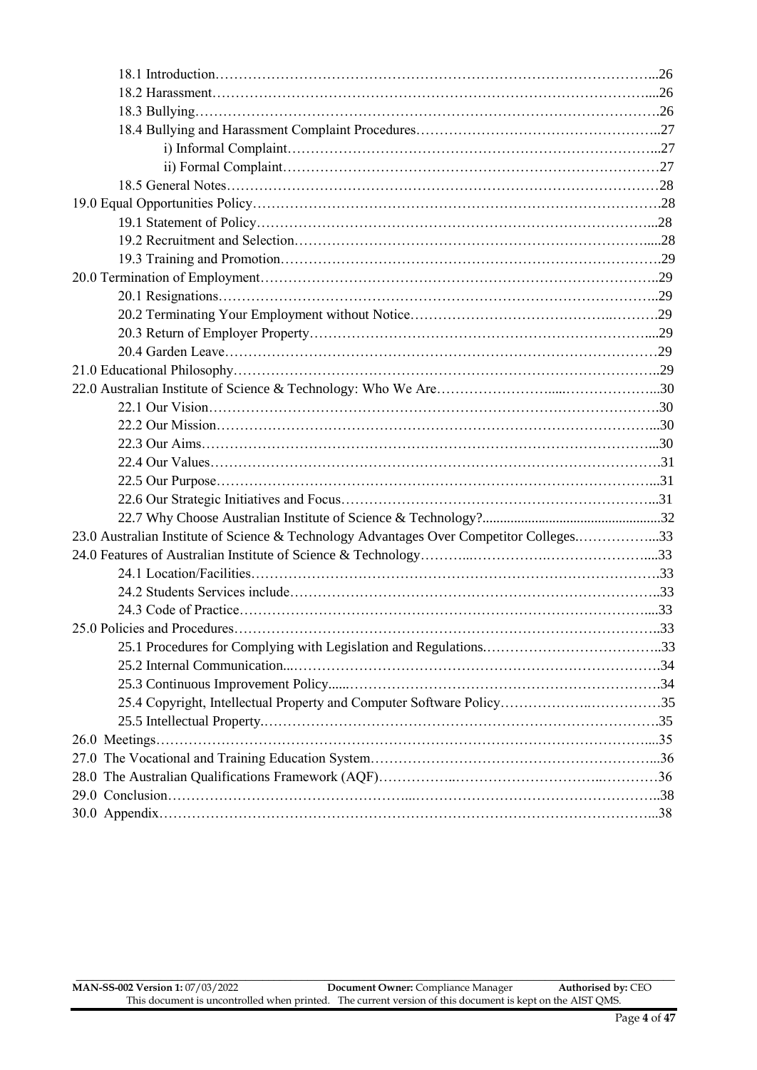18.1 Introduction……………………………………………………………………………………...26

18.2 Harassment…………………………………………………………………………………....26

18.3 Bullying……………………………………………………………………………………….26

18.4 Bullying and Harassment Complaint Procedures……………………………………………..27

i) Informal Complaint…………………………………………………………………...27

ii) Formal Complaint……………………………………………………………………27

18.5 General Notes…………………………………………………………………………………28

19.0 Equal Opportunities Policy……………………………………………………………………………28

19.1 Statement of Policy…………………………………………………………………………...28

19.2 Recruitment and Selection……………………………………………………………………....28

19.3 Training and Promotion……………………………………………………………………….29

20.0 Termination of Employment…………………………………………………………………………..29

20.1 Resignations…………………………………………………………………………………..29

20.2 Terminating Your Employment without Notice……………………………………..……….29

20.3 Return of Employer Property……………………………………………………………….....29

20.4 Garden Leave…………………………………………………………………………………29

21.0 Educational Philosophy………………………………………………………………………………..29

22.0 Australian Institute of Science & Technology: Who We Are…………………….....………………...30

22.1 Our Vision…………………………………………………………………………………….30

22.2 Our Mission…………………………………………………………………………………...30

22.3 Our Aims……………………………………………………………………………………...30

22.4 Our Values…………………………………………………………………………………….31

22.5 Our Purpose…………………………………………………………………………………...31

22.6 Our Strategic Initiatives and Focus…………………………………………………………...31

22.7 Why Choose Australian Institute of Science & Technology?...................................................32

23.0 Australian Institute of Science & Technology Advantages Over Competitor Colleges.……………...33

24.0 Features of Australian Institute of Science & Technology………...……………….…………………....33

24.1 Location/Facilities…………………………………………………………………………….33

24.2 Students Services include……………………………………………………………………..33

24.3 Code of Practice……………………………………………………………………………....33

25.0 Policies and Procedures………………………………………………………………………………..33

25.1 Procedures for Complying with Legislation and Regulations.………………………………..33

25.2 Internal Communication...……………………………………………………………………….34

25.3 Continuous Improvement Policy......………………………………………………………….34

25.4 Copyright, Intellectual Property and Computer Software Policy……………….…………….35

25.5 Intellectual Property.………………………………………………………………………….35

26.0 Meetings………………………………………………………………………………………………....35

27.0 The Vocational and Training Education System……………………………………………………...36

28.0 The Australian Qualifications Framework (AQF)……………..………………………..…………36

29.0 Conclusion…………………………………………...……………………………………………..38

30.0 Appendix…………………………………………………………………………………………...38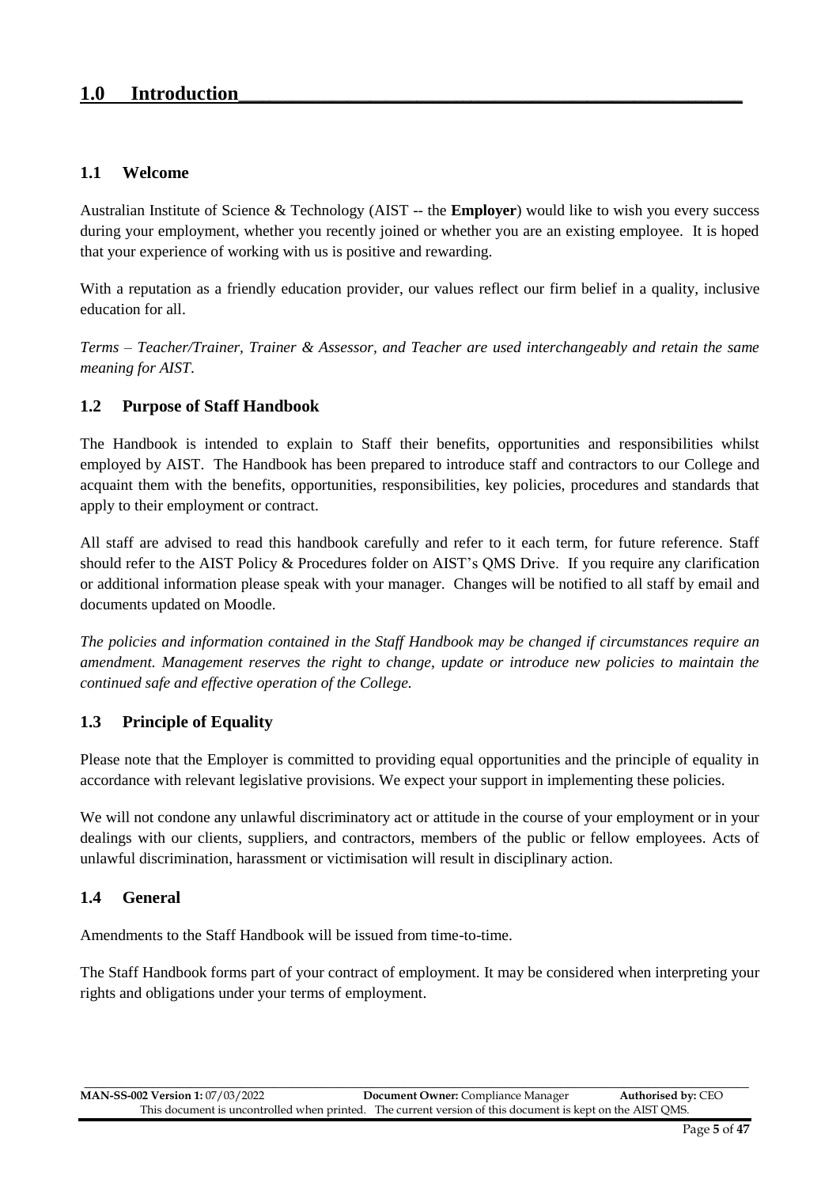# 1.0 Introduction

## 1.1 Welcome

Australian Institute of Science & Technology (AIST -- the **Employer**) would like to wish you every success during your employment, whether you recently joined or whether you are an existing employee. It is hoped that your experience of working with us is positive and rewarding.

With a reputation as a friendly education provider, our values reflect our firm belief in a quality, inclusive education for all.

*Terms – Teacher/Trainer, Trainer & Assessor, and Teacher are used interchangeably and retain the same meaning for AIST.*

## 1.2 Purpose of Staff Handbook

The Handbook is intended to explain to Staff their benefits, opportunities and responsibilities whilst employed by AIST. The Handbook has been prepared to introduce staff and contractors to our College and acquaint them with the benefits, opportunities, responsibilities, key policies, procedures and standards that apply to their employment or contract.

All staff are advised to read this handbook carefully and refer to it each term, for future reference. Staff should refer to the AIST Policy & Procedures folder on AIST's QMS Drive. If you require any clarification or additional information please speak with your manager. Changes will be notified to all staff by email and documents updated on Moodle.

*The policies and information contained in the Staff Handbook may be changed if circumstances require an amendment. Management reserves the right to change, update or introduce new policies to maintain the continued safe and effective operation of the College.*

## 1.3 Principle of Equality

Please note that the Employer is committed to providing equal opportunities and the principle of equality in accordance with relevant legislative provisions. We expect your support in implementing these policies.

We will not condone any unlawful discriminatory act or attitude in the course of your employment or in your dealings with our clients, suppliers, and contractors, members of the public or fellow employees. Acts of unlawful discrimination, harassment or victimisation will result in disciplinary action.

## 1.4 General

Amendments to the Staff Handbook will be issued from time-to-time.

The Staff Handbook forms part of your contract of employment. It may be considered when interpreting your rights and obligations under your terms of employment.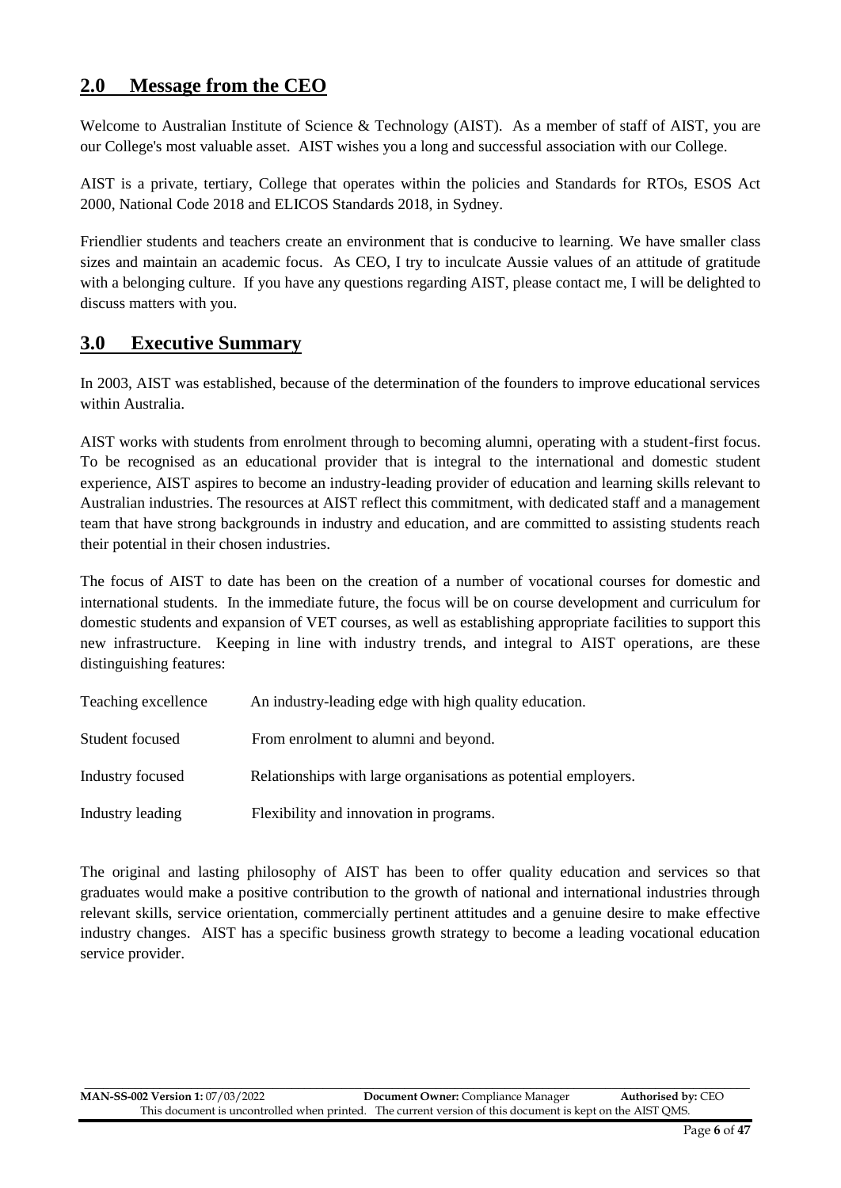## 2.0 Message from the CEO

Welcome to Australian Institute of Science & Technology (AIST). As a member of staff of AIST, you are our College's most valuable asset. AIST wishes you a long and successful association with our College.

AIST is a private, tertiary, College that operates within the policies and Standards for RTOs, ESOS Act 2000, National Code 2018 and ELICOS Standards 2018, in Sydney.

Friendlier students and teachers create an environment that is conducive to learning. We have smaller class sizes and maintain an academic focus. As CEO, I try to inculcate Aussie values of an attitude of gratitude with a belonging culture. If you have any questions regarding AIST, please contact me, I will be delighted to discuss matters with you.

## 3.0 Executive Summary

In 2003, AIST was established, because of the determination of the founders to improve educational services within Australia.

AIST works with students from enrolment through to becoming alumni, operating with a student-first focus. To be recognised as an educational provider that is integral to the international and domestic student experience, AIST aspires to become an industry-leading provider of education and learning skills relevant to Australian industries. The resources at AIST reflect this commitment, with dedicated staff and a management team that have strong backgrounds in industry and education, and are committed to assisting students reach their potential in their chosen industries.

The focus of AIST to date has been on the creation of a number of vocational courses for domestic and international students. In the immediate future, the focus will be on course development and curriculum for domestic students and expansion of VET courses, as well as establishing appropriate facilities to support this new infrastructure. Keeping in line with industry trends, and integral to AIST operations, are these distinguishing features:

| | |
|---|---|
| Teaching excellence | An industry-leading edge with high quality education. |
| Student focused | From enrolment to alumni and beyond. |
| Industry focused | Relationships with large organisations as potential employers. |
| Industry leading | Flexibility and innovation in programs. |

The original and lasting philosophy of AIST has been to offer quality education and services so that graduates would make a positive contribution to the growth of national and international industries through relevant skills, service orientation, commercially pertinent attitudes and a genuine desire to make effective industry changes. AIST has a specific business growth strategy to become a leading vocational education service provider.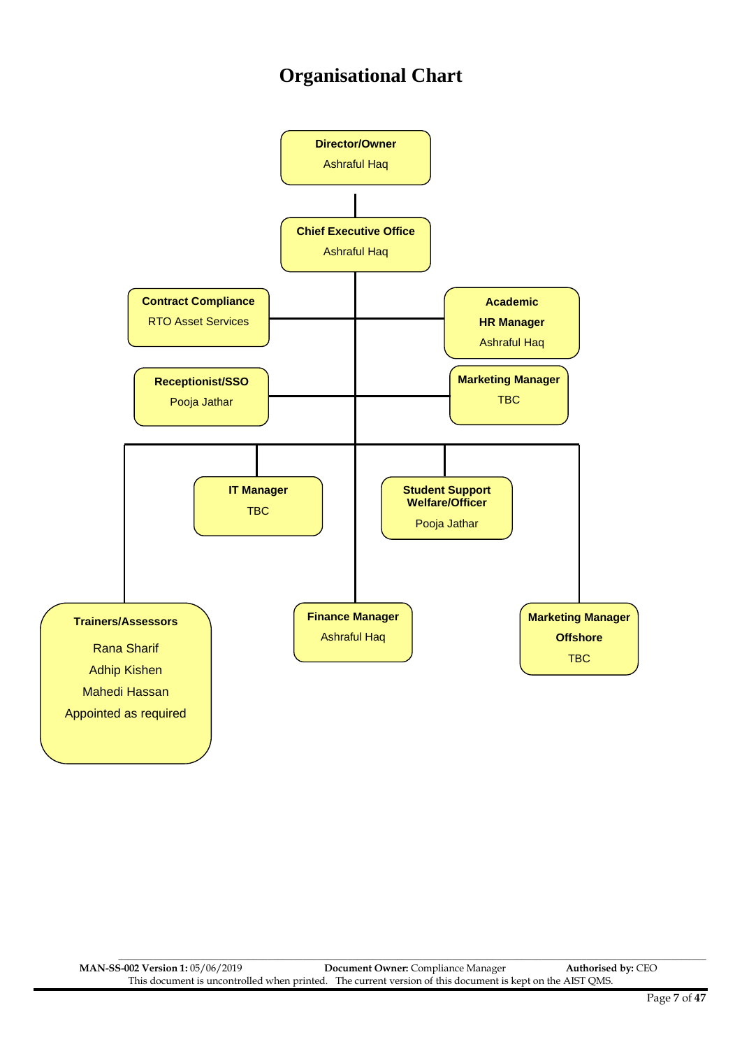# Organisational Chart

**Director/Owner**
Ashraful Haq

**Chief Executive Office**
Ashraful Haq

**Contract Compliance**
RTO Asset Services

**Academic**
**HR Manager**
Ashraful Haq

**Receptionist/SSO**
Pooja Jathar

**Marketing Manager**
TBC

**IT Manager**
TBC

**Student Support Welfare/Officer**
Pooja Jathar

**Trainers/Assessors**
Rana Sharif
Adhip Kishen
Mahedi Hassan
Appointed as required

**Finance Manager**
Ashraful Haq

**Marketing Manager**
**Offshore**
TBC

**MAN-SS-002 Version 1:** 05/06/2019 **Document Owner:** Compliance Manager **Authorised by:** CEO
This document is uncontrolled when printed. The current version of this document is kept on the AIST QMS.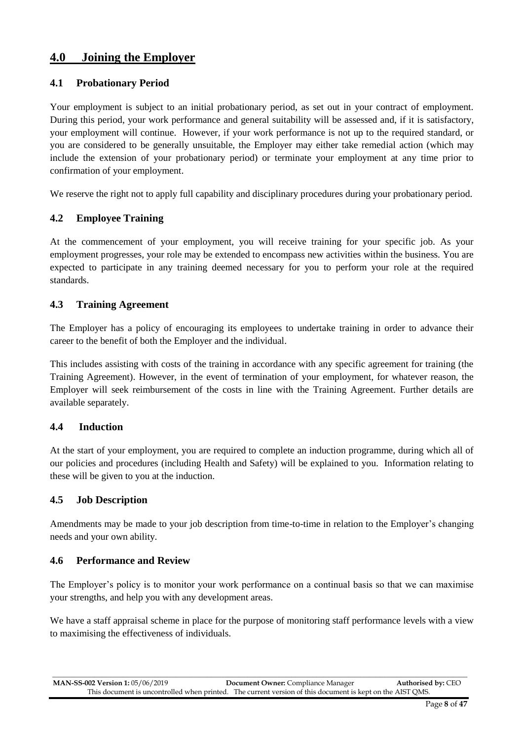## 4.0 Joining the Employer

### 4.1 Probationary Period

Your employment is subject to an initial probationary period, as set out in your contract of employment. During this period, your work performance and general suitability will be assessed and, if it is satisfactory, your employment will continue. However, if your work performance is not up to the required standard, or you are considered to be generally unsuitable, the Employer may either take remedial action (which may include the extension of your probationary period) or terminate your employment at any time prior to confirmation of your employment.

We reserve the right not to apply full capability and disciplinary procedures during your probationary period.

### 4.2 Employee Training

At the commencement of your employment, you will receive training for your specific job. As your employment progresses, your role may be extended to encompass new activities within the business. You are expected to participate in any training deemed necessary for you to perform your role at the required standards.

### 4.3 Training Agreement

The Employer has a policy of encouraging its employees to undertake training in order to advance their career to the benefit of both the Employer and the individual.

This includes assisting with costs of the training in accordance with any specific agreement for training (the Training Agreement). However, in the event of termination of your employment, for whatever reason, the Employer will seek reimbursement of the costs in line with the Training Agreement. Further details are available separately.

### 4.4 Induction

At the start of your employment, you are required to complete an induction programme, during which all of our policies and procedures (including Health and Safety) will be explained to you. Information relating to these will be given to you at the induction.

### 4.5 Job Description

Amendments may be made to your job description from time-to-time in relation to the Employer's changing needs and your own ability.

### 4.6 Performance and Review

The Employer's policy is to monitor your work performance on a continual basis so that we can maximise your strengths, and help you with any development areas.

We have a staff appraisal scheme in place for the purpose of monitoring staff performance levels with a view to maximising the effectiveness of individuals.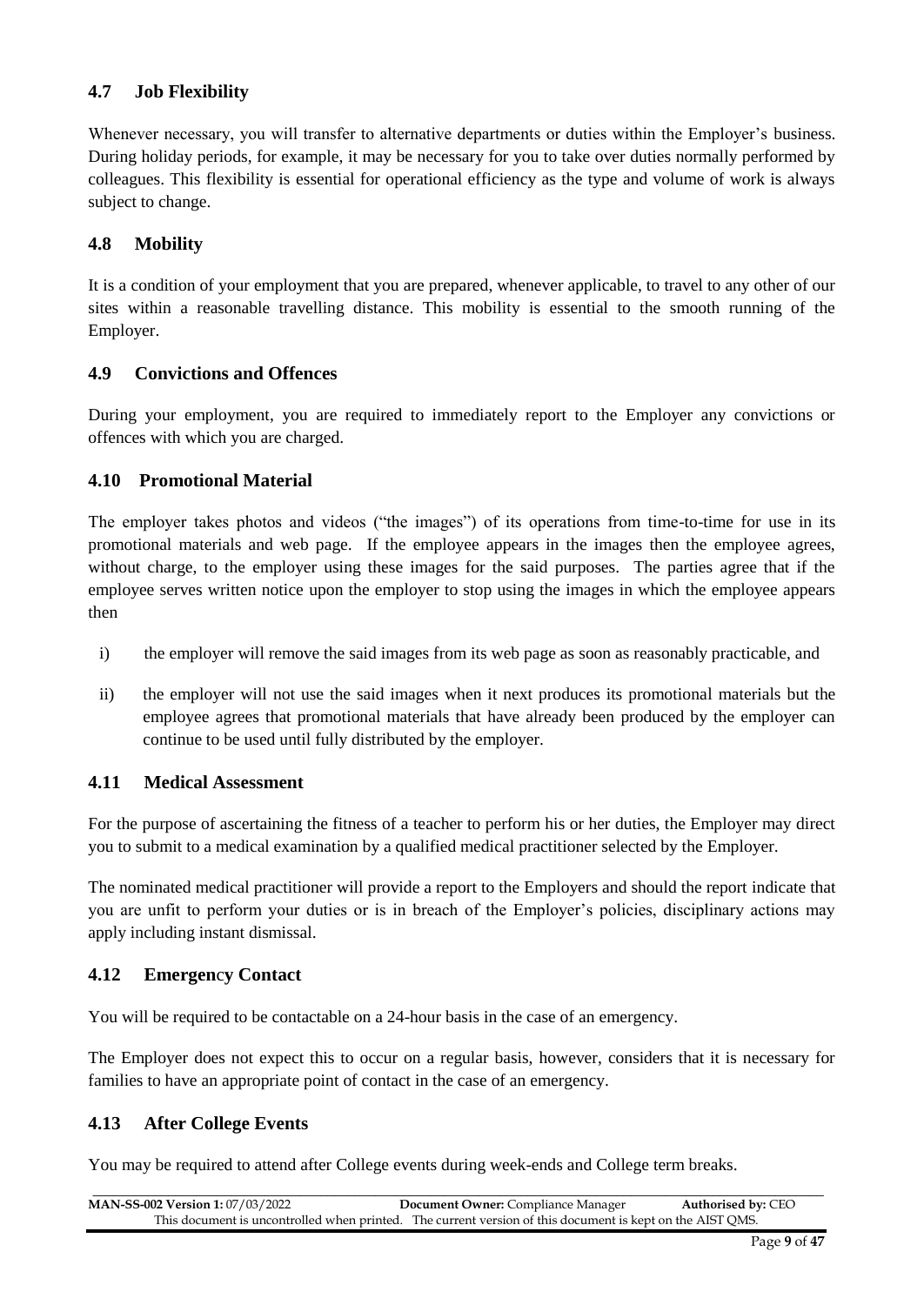## 4.7 Job Flexibility

Whenever necessary, you will transfer to alternative departments or duties within the Employer's business. During holiday periods, for example, it may be necessary for you to take over duties normally performed by colleagues. This flexibility is essential for operational efficiency as the type and volume of work is always subject to change.

## 4.8 Mobility

It is a condition of your employment that you are prepared, whenever applicable, to travel to any other of our sites within a reasonable travelling distance. This mobility is essential to the smooth running of the Employer.

## 4.9 Convictions and Offences

During your employment, you are required to immediately report to the Employer any convictions or offences with which you are charged.

## 4.10 Promotional Material

The employer takes photos and videos ("the images") of its operations from time-to-time for use in its promotional materials and web page. If the employee appears in the images then the employee agrees, without charge, to the employer using these images for the said purposes. The parties agree that if the employee serves written notice upon the employer to stop using the images in which the employee appears then

i) the employer will remove the said images from its web page as soon as reasonably practicable, and

ii) the employer will not use the said images when it next produces its promotional materials but the employee agrees that promotional materials that have already been produced by the employer can continue to be used until fully distributed by the employer.

## 4.11 Medical Assessment

For the purpose of ascertaining the fitness of a teacher to perform his or her duties, the Employer may direct you to submit to a medical examination by a qualified medical practitioner selected by the Employer.

The nominated medical practitioner will provide a report to the Employers and should the report indicate that you are unfit to perform your duties or is in breach of the Employer's policies, disciplinary actions may apply including instant dismissal.

## 4.12 Emergency Contact

You will be required to be contactable on a 24-hour basis in the case of an emergency.

The Employer does not expect this to occur on a regular basis, however, considers that it is necessary for families to have an appropriate point of contact in the case of an emergency.

## 4.13 After College Events

You may be required to attend after College events during week-ends and College term breaks.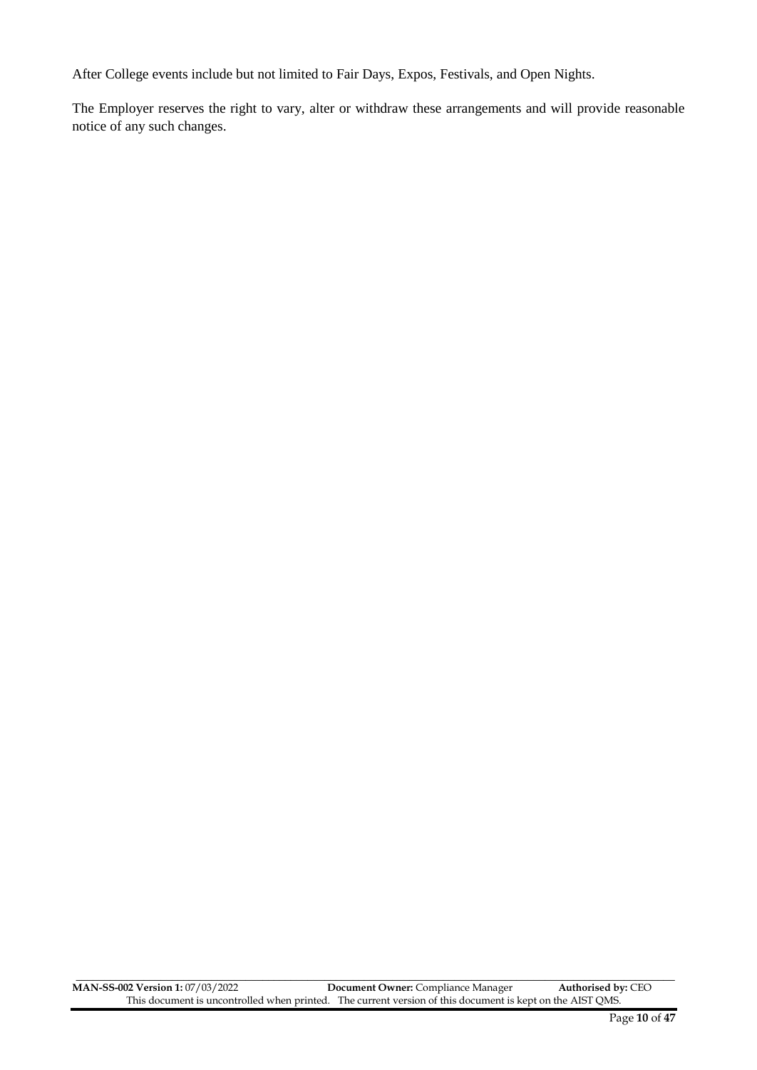After College events include but not limited to Fair Days, Expos, Festivals, and Open Nights.

The Employer reserves the right to vary, alter or withdraw these arrangements and will provide reasonable notice of any such changes.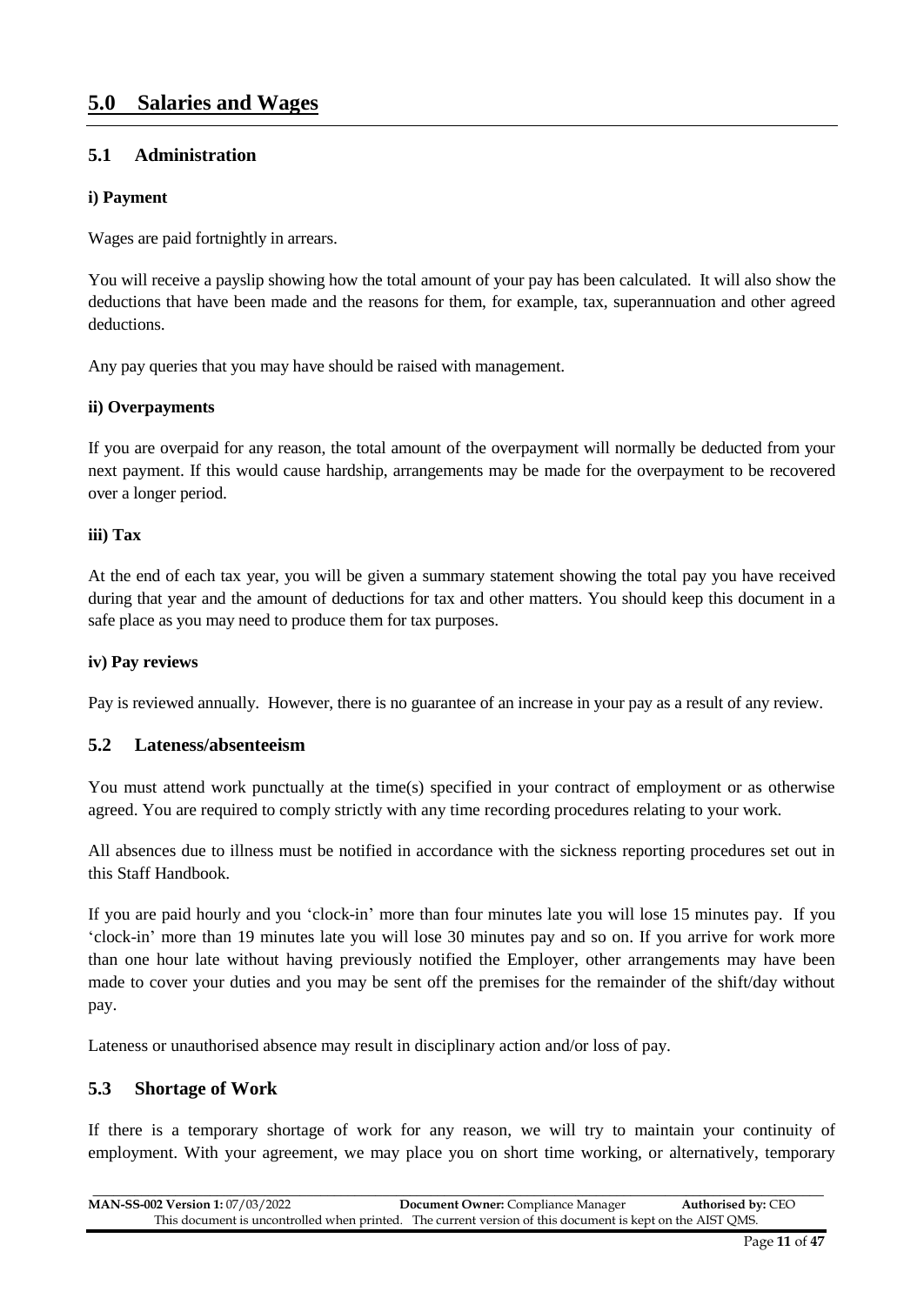## 5.0 Salaries and Wages

### 5.1 Administration

**i) Payment**

Wages are paid fortnightly in arrears.

You will receive a payslip showing how the total amount of your pay has been calculated. It will also show the deductions that have been made and the reasons for them, for example, tax, superannuation and other agreed deductions.

Any pay queries that you may have should be raised with management.

**ii) Overpayments**

If you are overpaid for any reason, the total amount of the overpayment will normally be deducted from your next payment. If this would cause hardship, arrangements may be made for the overpayment to be recovered over a longer period.

**iii) Tax**

At the end of each tax year, you will be given a summary statement showing the total pay you have received during that year and the amount of deductions for tax and other matters. You should keep this document in a safe place as you may need to produce them for tax purposes.

**iv) Pay reviews**

Pay is reviewed annually. However, there is no guarantee of an increase in your pay as a result of any review.

### 5.2 Lateness/absenteeism

You must attend work punctually at the time(s) specified in your contract of employment or as otherwise agreed. You are required to comply strictly with any time recording procedures relating to your work.

All absences due to illness must be notified in accordance with the sickness reporting procedures set out in this Staff Handbook.

If you are paid hourly and you 'clock-in' more than four minutes late you will lose 15 minutes pay. If you 'clock-in' more than 19 minutes late you will lose 30 minutes pay and so on. If you arrive for work more than one hour late without having previously notified the Employer, other arrangements may have been made to cover your duties and you may be sent off the premises for the remainder of the shift/day without pay.

Lateness or unauthorised absence may result in disciplinary action and/or loss of pay.

### 5.3 Shortage of Work

If there is a temporary shortage of work for any reason, we will try to maintain your continuity of employment. With your agreement, we may place you on short time working, or alternatively, temporary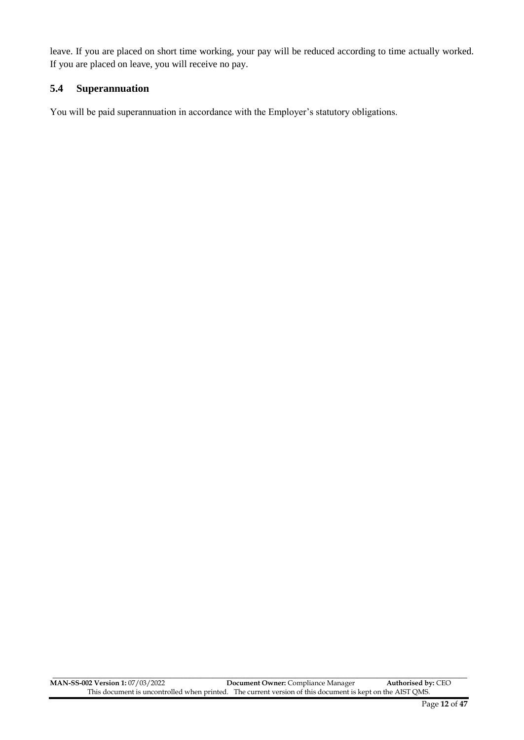leave. If you are placed on short time working, your pay will be reduced according to time actually worked. If you are placed on leave, you will receive no pay.

### 5.4 Superannuation

You will be paid superannuation in accordance with the Employer's statutory obligations.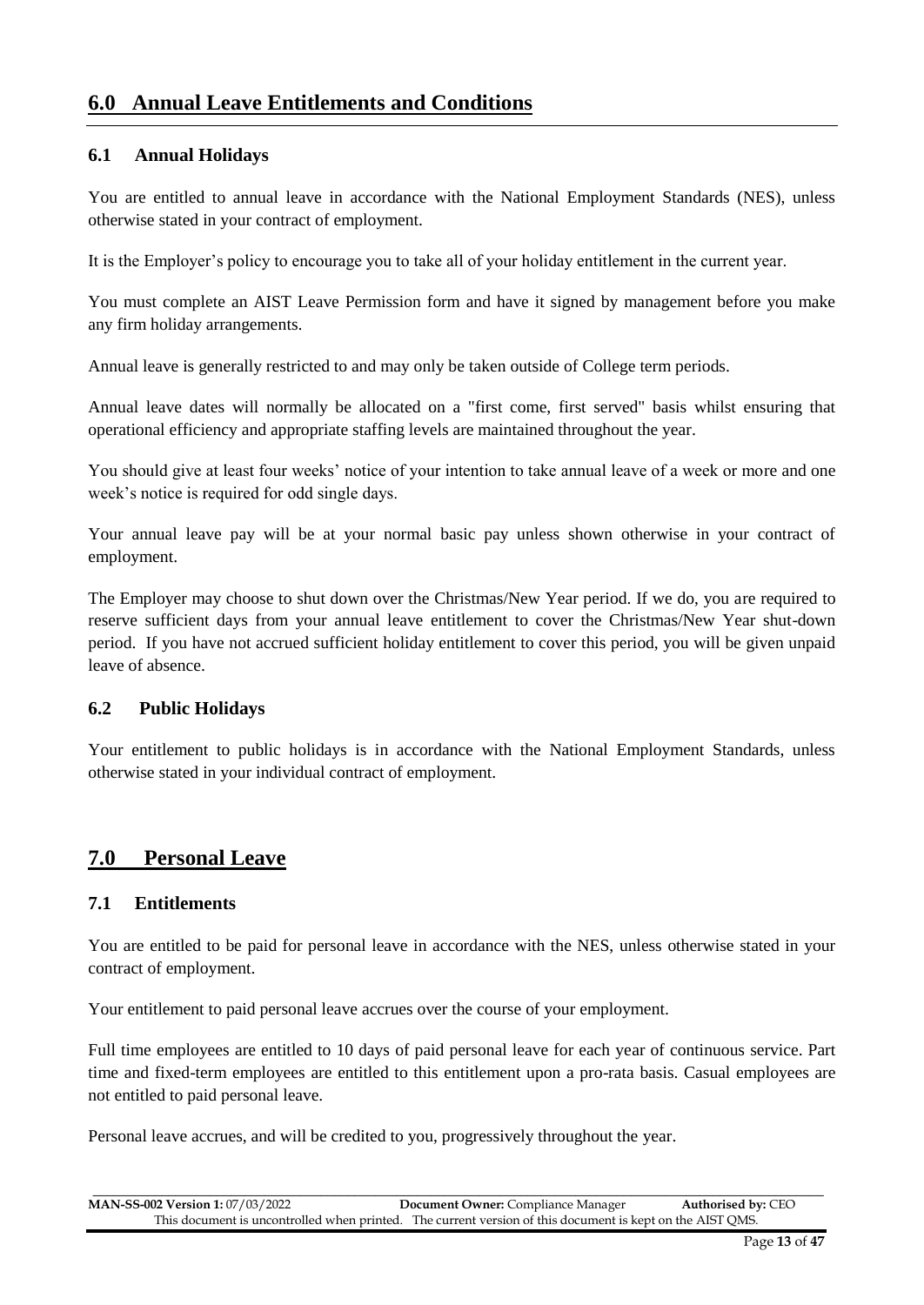## 6.0 Annual Leave Entitlements and Conditions

### 6.1 Annual Holidays

You are entitled to annual leave in accordance with the National Employment Standards (NES), unless otherwise stated in your contract of employment.

It is the Employer's policy to encourage you to take all of your holiday entitlement in the current year.

You must complete an AIST Leave Permission form and have it signed by management before you make any firm holiday arrangements.

Annual leave is generally restricted to and may only be taken outside of College term periods.

Annual leave dates will normally be allocated on a "first come, first served" basis whilst ensuring that operational efficiency and appropriate staffing levels are maintained throughout the year.

You should give at least four weeks' notice of your intention to take annual leave of a week or more and one week's notice is required for odd single days.

Your annual leave pay will be at your normal basic pay unless shown otherwise in your contract of employment.

The Employer may choose to shut down over the Christmas/New Year period. If we do, you are required to reserve sufficient days from your annual leave entitlement to cover the Christmas/New Year shut-down period. If you have not accrued sufficient holiday entitlement to cover this period, you will be given unpaid leave of absence.

### 6.2 Public Holidays

Your entitlement to public holidays is in accordance with the National Employment Standards, unless otherwise stated in your individual contract of employment.

## 7.0 Personal Leave

### 7.1 Entitlements

You are entitled to be paid for personal leave in accordance with the NES, unless otherwise stated in your contract of employment.

Your entitlement to paid personal leave accrues over the course of your employment.

Full time employees are entitled to 10 days of paid personal leave for each year of continuous service. Part time and fixed-term employees are entitled to this entitlement upon a pro-rata basis. Casual employees are not entitled to paid personal leave.

Personal leave accrues, and will be credited to you, progressively throughout the year.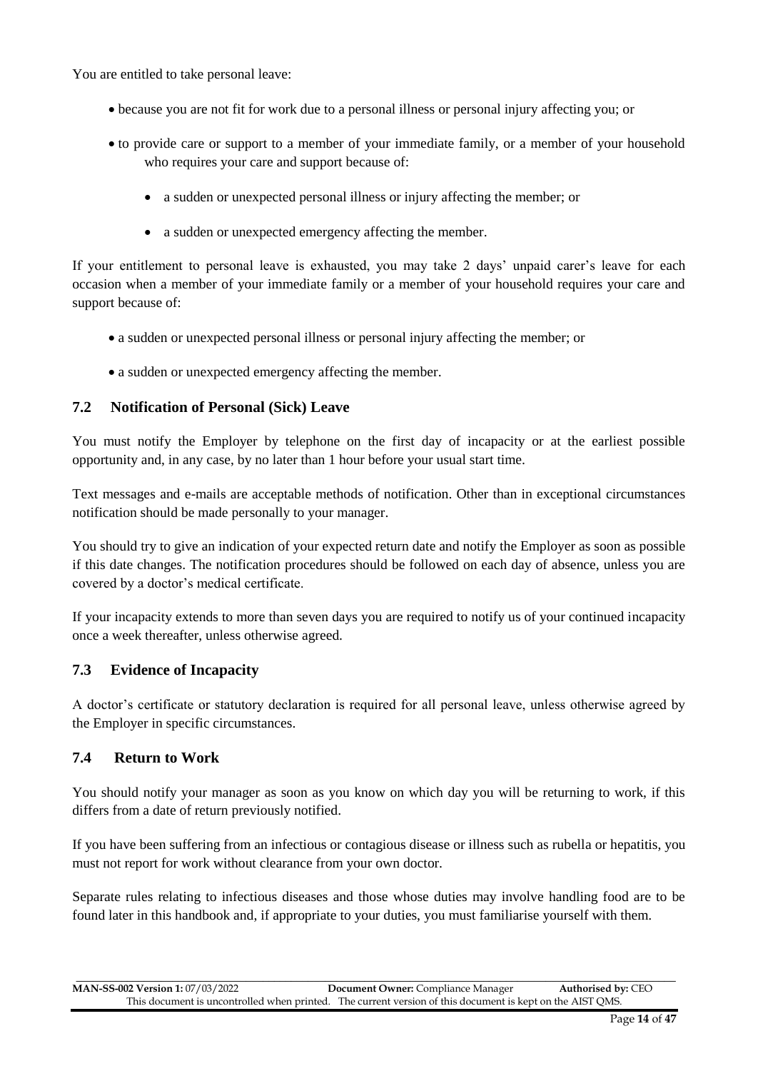You are entitled to take personal leave:

- because you are not fit for work due to a personal illness or personal injury affecting you; or
- to provide care or support to a member of your immediate family, or a member of your household who requires your care and support because of:
  - a sudden or unexpected personal illness or injury affecting the member; or
  - a sudden or unexpected emergency affecting the member.

If your entitlement to personal leave is exhausted, you may take 2 days' unpaid carer's leave for each occasion when a member of your immediate family or a member of your household requires your care and support because of:

- a sudden or unexpected personal illness or personal injury affecting the member; or
- a sudden or unexpected emergency affecting the member.

### 7.2 Notification of Personal (Sick) Leave

You must notify the Employer by telephone on the first day of incapacity or at the earliest possible opportunity and, in any case, by no later than 1 hour before your usual start time.

Text messages and e-mails are acceptable methods of notification. Other than in exceptional circumstances notification should be made personally to your manager.

You should try to give an indication of your expected return date and notify the Employer as soon as possible if this date changes. The notification procedures should be followed on each day of absence, unless you are covered by a doctor's medical certificate.

If your incapacity extends to more than seven days you are required to notify us of your continued incapacity once a week thereafter, unless otherwise agreed.

### 7.3 Evidence of Incapacity

A doctor's certificate or statutory declaration is required for all personal leave, unless otherwise agreed by the Employer in specific circumstances.

### 7.4 Return to Work

You should notify your manager as soon as you know on which day you will be returning to work, if this differs from a date of return previously notified.

If you have been suffering from an infectious or contagious disease or illness such as rubella or hepatitis, you must not report for work without clearance from your own doctor.

Separate rules relating to infectious diseases and those whose duties may involve handling food are to be found later in this handbook and, if appropriate to your duties, you must familiarise yourself with them.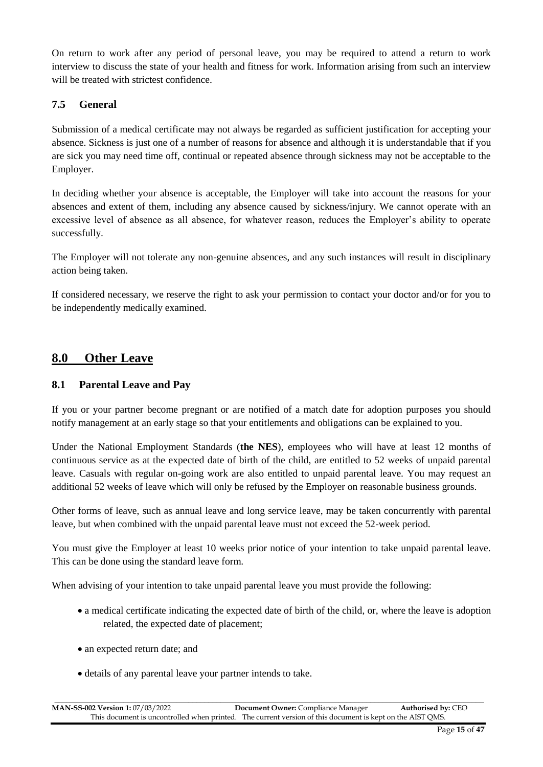On return to work after any period of personal leave, you may be required to attend a return to work interview to discuss the state of your health and fitness for work. Information arising from such an interview will be treated with strictest confidence.

### 7.5 General

Submission of a medical certificate may not always be regarded as sufficient justification for accepting your absence. Sickness is just one of a number of reasons for absence and although it is understandable that if you are sick you may need time off, continual or repeated absence through sickness may not be acceptable to the Employer.

In deciding whether your absence is acceptable, the Employer will take into account the reasons for your absences and extent of them, including any absence caused by sickness/injury. We cannot operate with an excessive level of absence as all absence, for whatever reason, reduces the Employer's ability to operate successfully.

The Employer will not tolerate any non-genuine absences, and any such instances will result in disciplinary action being taken.

If considered necessary, we reserve the right to ask your permission to contact your doctor and/or for you to be independently medically examined.

## 8.0 Other Leave

### 8.1 Parental Leave and Pay

If you or your partner become pregnant or are notified of a match date for adoption purposes you should notify management at an early stage so that your entitlements and obligations can be explained to you.

Under the National Employment Standards (**the NES**), employees who will have at least 12 months of continuous service as at the expected date of birth of the child, are entitled to 52 weeks of unpaid parental leave. Casuals with regular on-going work are also entitled to unpaid parental leave. You may request an additional 52 weeks of leave which will only be refused by the Employer on reasonable business grounds.

Other forms of leave, such as annual leave and long service leave, may be taken concurrently with parental leave, but when combined with the unpaid parental leave must not exceed the 52-week period.

You must give the Employer at least 10 weeks prior notice of your intention to take unpaid parental leave. This can be done using the standard leave form.

When advising of your intention to take unpaid parental leave you must provide the following:

- a medical certificate indicating the expected date of birth of the child, or, where the leave is adoption related, the expected date of placement;
- an expected return date; and
- details of any parental leave your partner intends to take.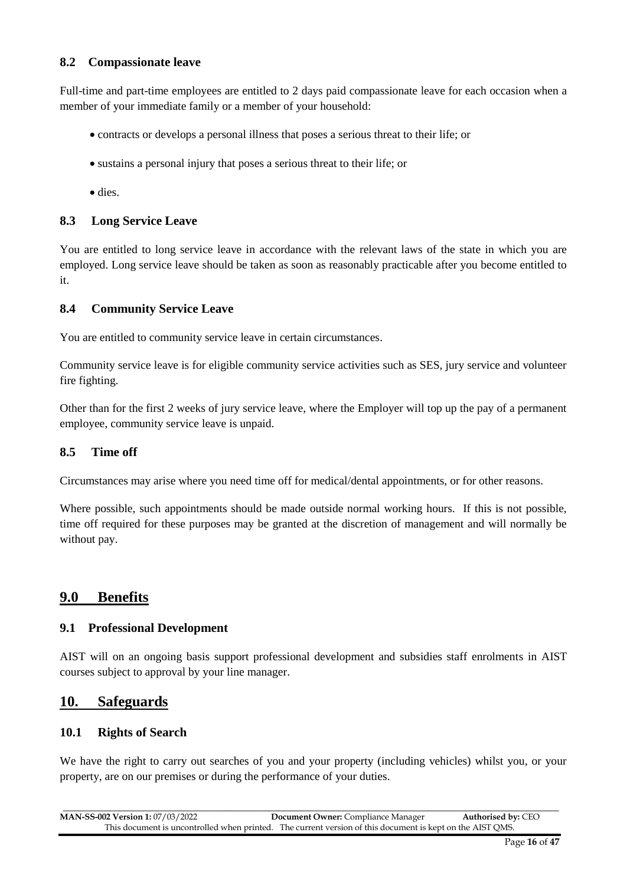### 8.2 Compassionate leave

Full-time and part-time employees are entitled to 2 days paid compassionate leave for each occasion when a member of your immediate family or a member of your household:

- contracts or develops a personal illness that poses a serious threat to their life; or
- sustains a personal injury that poses a serious threat to their life; or
- dies.

### 8.3 Long Service Leave

You are entitled to long service leave in accordance with the relevant laws of the state in which you are employed. Long service leave should be taken as soon as reasonably practicable after you become entitled to it.

### 8.4 Community Service Leave

You are entitled to community service leave in certain circumstances.

Community service leave is for eligible community service activities such as SES, jury service and volunteer fire fighting.

Other than for the first 2 weeks of jury service leave, where the Employer will top up the pay of a permanent employee, community service leave is unpaid.

### 8.5 Time off

Circumstances may arise where you need time off for medical/dental appointments, or for other reasons.

Where possible, such appointments should be made outside normal working hours. If this is not possible, time off required for these purposes may be granted at the discretion of management and will normally be without pay.

## 9.0 Benefits

### 9.1 Professional Development

AIST will on an ongoing basis support professional development and subsidies staff enrolments in AIST courses subject to approval by your line manager.

## 10. Safeguards

### 10.1 Rights of Search

We have the right to carry out searches of you and your property (including vehicles) whilst you, or your property, are on our premises or during the performance of your duties.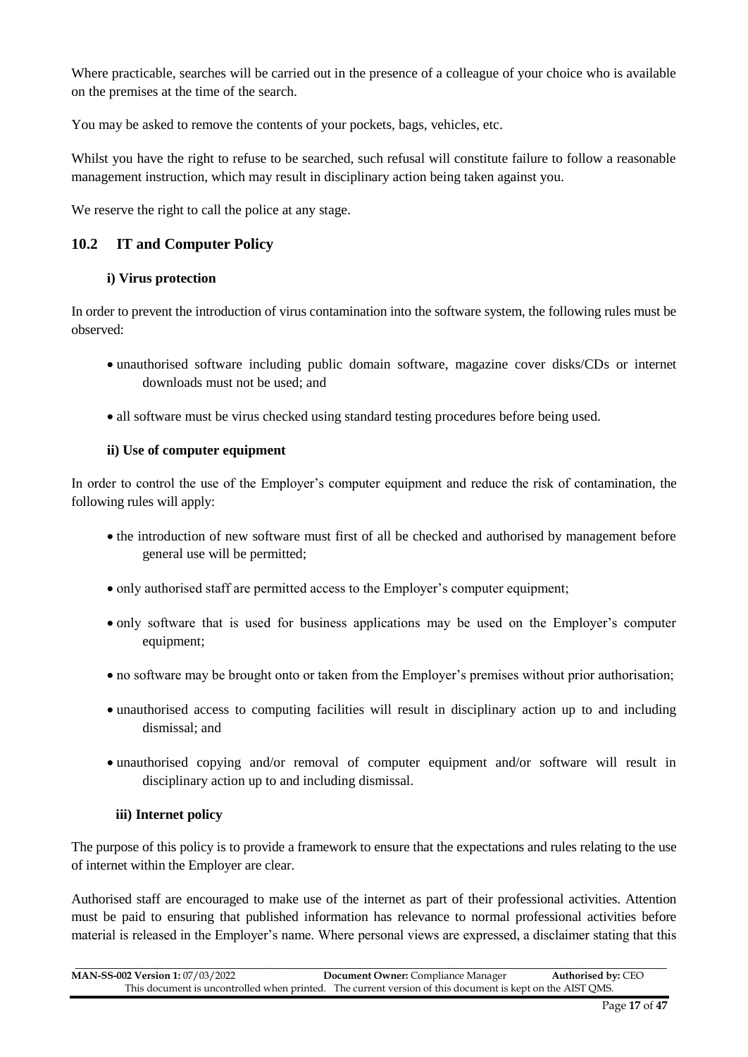Where practicable, searches will be carried out in the presence of a colleague of your choice who is available on the premises at the time of the search.

You may be asked to remove the contents of your pockets, bags, vehicles, etc.

Whilst you have the right to refuse to be searched, such refusal will constitute failure to follow a reasonable management instruction, which may result in disciplinary action being taken against you.

We reserve the right to call the police at any stage.

## 10.2 IT and Computer Policy

### i) Virus protection

In order to prevent the introduction of virus contamination into the software system, the following rules must be observed:

- unauthorised software including public domain software, magazine cover disks/CDs or internet downloads must not be used; and
- all software must be virus checked using standard testing procedures before being used.

### ii) Use of computer equipment

In order to control the use of the Employer's computer equipment and reduce the risk of contamination, the following rules will apply:

- the introduction of new software must first of all be checked and authorised by management before general use will be permitted;
- only authorised staff are permitted access to the Employer's computer equipment;
- only software that is used for business applications may be used on the Employer's computer equipment;
- no software may be brought onto or taken from the Employer's premises without prior authorisation;
- unauthorised access to computing facilities will result in disciplinary action up to and including dismissal; and
- unauthorised copying and/or removal of computer equipment and/or software will result in disciplinary action up to and including dismissal.

### iii) Internet policy

The purpose of this policy is to provide a framework to ensure that the expectations and rules relating to the use of internet within the Employer are clear.

Authorised staff are encouraged to make use of the internet as part of their professional activities. Attention must be paid to ensuring that published information has relevance to normal professional activities before material is released in the Employer's name. Where personal views are expressed, a disclaimer stating that this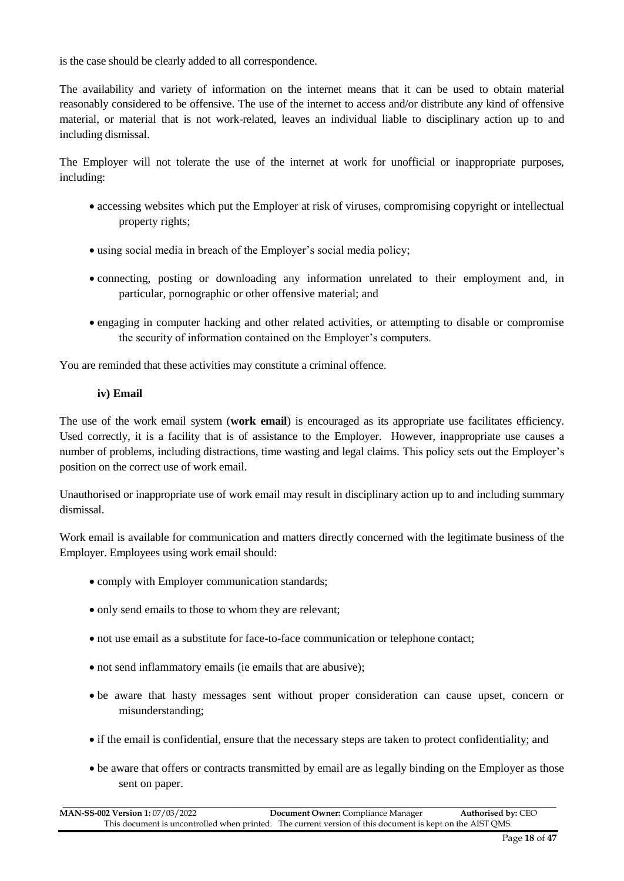is the case should be clearly added to all correspondence.

The availability and variety of information on the internet means that it can be used to obtain material reasonably considered to be offensive. The use of the internet to access and/or distribute any kind of offensive material, or material that is not work-related, leaves an individual liable to disciplinary action up to and including dismissal.

The Employer will not tolerate the use of the internet at work for unofficial or inappropriate purposes, including:

- accessing websites which put the Employer at risk of viruses, compromising copyright or intellectual property rights;
- using social media in breach of the Employer's social media policy;
- connecting, posting or downloading any information unrelated to their employment and, in particular, pornographic or other offensive material; and
- engaging in computer hacking and other related activities, or attempting to disable or compromise the security of information contained on the Employer's computers.

You are reminded that these activities may constitute a criminal offence.

#### iv) Email

The use of the work email system (**work email**) is encouraged as its appropriate use facilitates efficiency. Used correctly, it is a facility that is of assistance to the Employer. However, inappropriate use causes a number of problems, including distractions, time wasting and legal claims. This policy sets out the Employer's position on the correct use of work email.

Unauthorised or inappropriate use of work email may result in disciplinary action up to and including summary dismissal.

Work email is available for communication and matters directly concerned with the legitimate business of the Employer. Employees using work email should:

- comply with Employer communication standards;
- only send emails to those to whom they are relevant;
- not use email as a substitute for face-to-face communication or telephone contact;
- not send inflammatory emails (ie emails that are abusive);
- be aware that hasty messages sent without proper consideration can cause upset, concern or misunderstanding;
- if the email is confidential, ensure that the necessary steps are taken to protect confidentiality; and
- be aware that offers or contracts transmitted by email are as legally binding on the Employer as those sent on paper.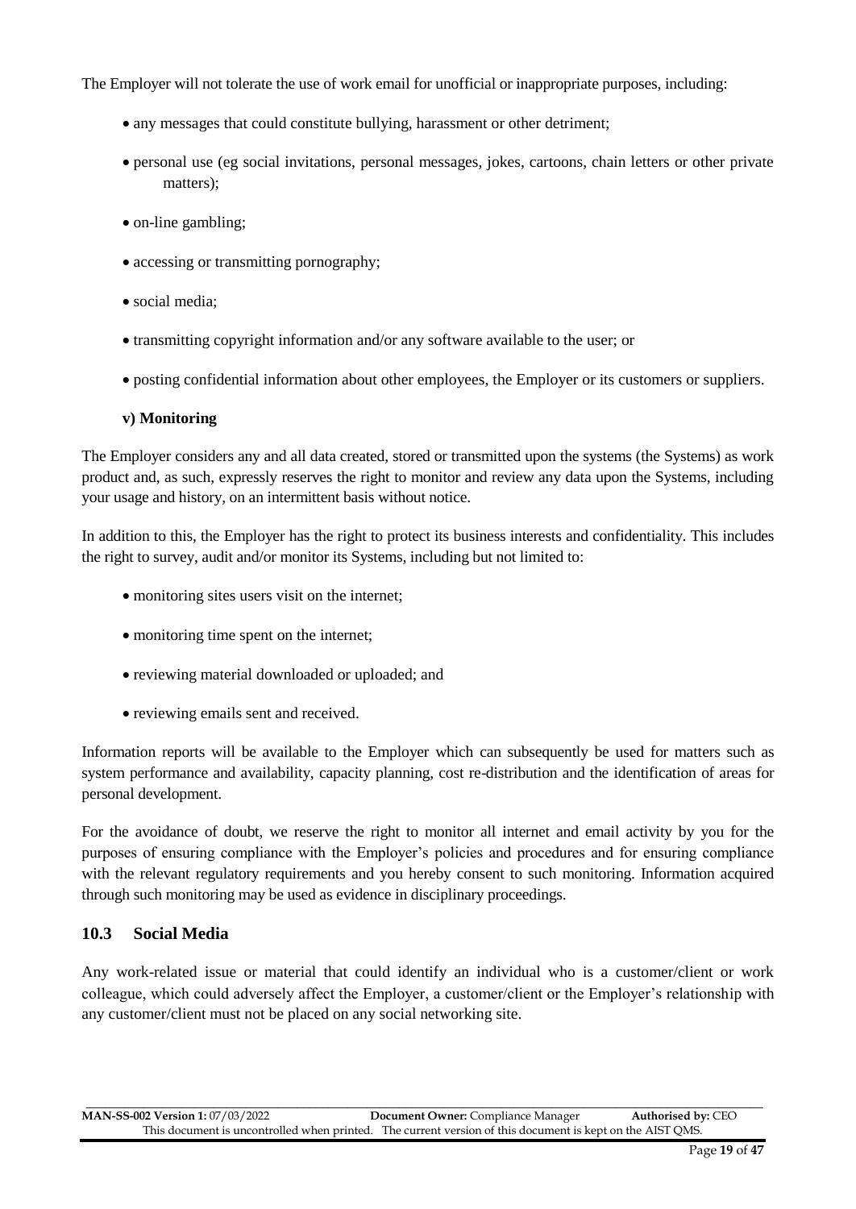The Employer will not tolerate the use of work email for unofficial or inappropriate purposes, including:

- any messages that could constitute bullying, harassment or other detriment;
- personal use (eg social invitations, personal messages, jokes, cartoons, chain letters or other private matters);
- on-line gambling;
- accessing or transmitting pornography;
- social media;
- transmitting copyright information and/or any software available to the user; or
- posting confidential information about other employees, the Employer or its customers or suppliers.

#### v) Monitoring

The Employer considers any and all data created, stored or transmitted upon the systems (the Systems) as work product and, as such, expressly reserves the right to monitor and review any data upon the Systems, including your usage and history, on an intermittent basis without notice.

In addition to this, the Employer has the right to protect its business interests and confidentiality. This includes the right to survey, audit and/or monitor its Systems, including but not limited to:

- monitoring sites users visit on the internet;
- monitoring time spent on the internet;
- reviewing material downloaded or uploaded; and
- reviewing emails sent and received.

Information reports will be available to the Employer which can subsequently be used for matters such as system performance and availability, capacity planning, cost re-distribution and the identification of areas for personal development.

For the avoidance of doubt, we reserve the right to monitor all internet and email activity by you for the purposes of ensuring compliance with the Employer's policies and procedures and for ensuring compliance with the relevant regulatory requirements and you hereby consent to such monitoring. Information acquired through such monitoring may be used as evidence in disciplinary proceedings.

## 10.3 Social Media

Any work-related issue or material that could identify an individual who is a customer/client or work colleague, which could adversely affect the Employer, a customer/client or the Employer's relationship with any customer/client must not be placed on any social networking site.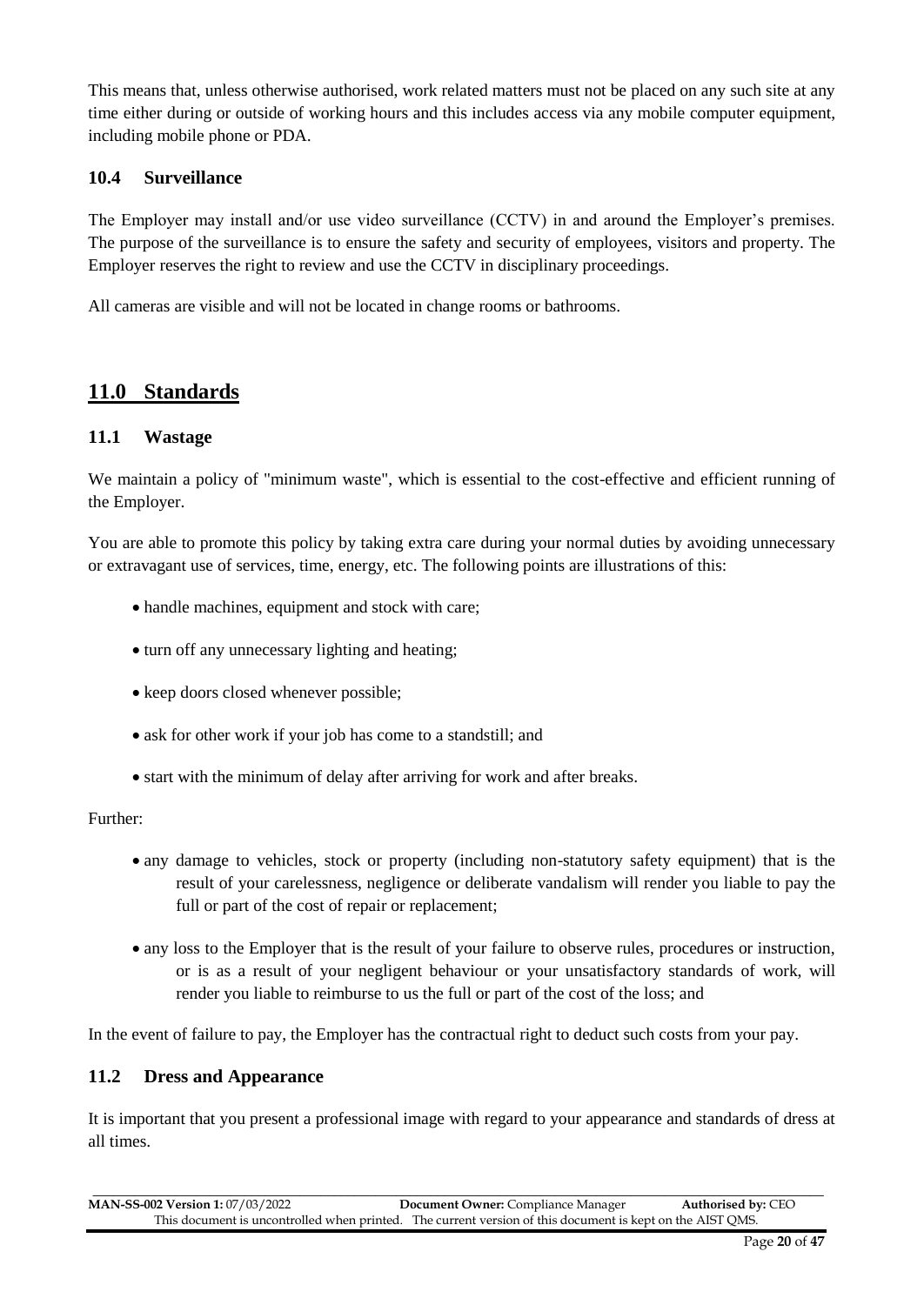This means that, unless otherwise authorised, work related matters must not be placed on any such site at any time either during or outside of working hours and this includes access via any mobile computer equipment, including mobile phone or PDA.

### 10.4 Surveillance

The Employer may install and/or use video surveillance (CCTV) in and around the Employer's premises. The purpose of the surveillance is to ensure the safety and security of employees, visitors and property. The Employer reserves the right to review and use the CCTV in disciplinary proceedings.

All cameras are visible and will not be located in change rooms or bathrooms.

## 11.0 Standards

### 11.1 Wastage

We maintain a policy of "minimum waste", which is essential to the cost-effective and efficient running of the Employer.

You are able to promote this policy by taking extra care during your normal duties by avoiding unnecessary or extravagant use of services, time, energy, etc. The following points are illustrations of this:

- handle machines, equipment and stock with care;
- turn off any unnecessary lighting and heating;
- keep doors closed whenever possible;
- ask for other work if your job has come to a standstill; and
- start with the minimum of delay after arriving for work and after breaks.

Further:

- any damage to vehicles, stock or property (including non-statutory safety equipment) that is the result of your carelessness, negligence or deliberate vandalism will render you liable to pay the full or part of the cost of repair or replacement;
- any loss to the Employer that is the result of your failure to observe rules, procedures or instruction, or is as a result of your negligent behaviour or your unsatisfactory standards of work, will render you liable to reimburse to us the full or part of the cost of the loss; and

In the event of failure to pay, the Employer has the contractual right to deduct such costs from your pay.

### 11.2 Dress and Appearance

It is important that you present a professional image with regard to your appearance and standards of dress at all times.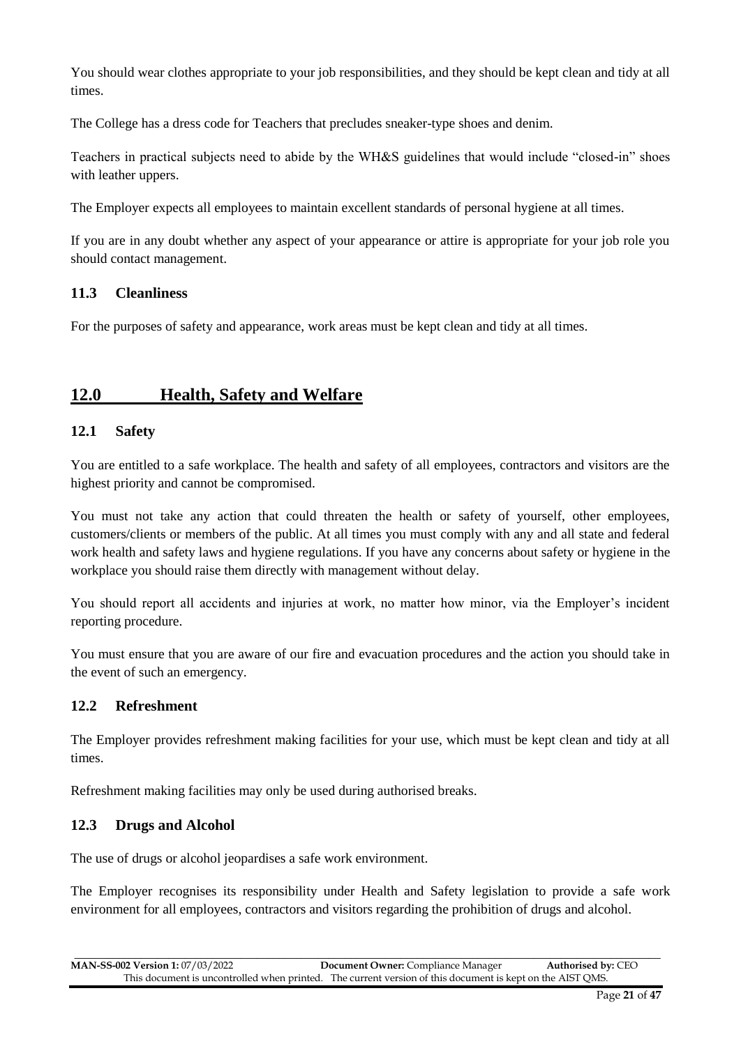You should wear clothes appropriate to your job responsibilities, and they should be kept clean and tidy at all times.

The College has a dress code for Teachers that precludes sneaker-type shoes and denim.

Teachers in practical subjects need to abide by the WH&S guidelines that would include "closed-in" shoes with leather uppers.

The Employer expects all employees to maintain excellent standards of personal hygiene at all times.

If you are in any doubt whether any aspect of your appearance or attire is appropriate for your job role you should contact management.

### 11.3 Cleanliness

For the purposes of safety and appearance, work areas must be kept clean and tidy at all times.

## 12.0 Health, Safety and Welfare

### 12.1 Safety

You are entitled to a safe workplace. The health and safety of all employees, contractors and visitors are the highest priority and cannot be compromised.

You must not take any action that could threaten the health or safety of yourself, other employees, customers/clients or members of the public. At all times you must comply with any and all state and federal work health and safety laws and hygiene regulations. If you have any concerns about safety or hygiene in the workplace you should raise them directly with management without delay.

You should report all accidents and injuries at work, no matter how minor, via the Employer's incident reporting procedure.

You must ensure that you are aware of our fire and evacuation procedures and the action you should take in the event of such an emergency.

### 12.2 Refreshment

The Employer provides refreshment making facilities for your use, which must be kept clean and tidy at all times.

Refreshment making facilities may only be used during authorised breaks.

### 12.3 Drugs and Alcohol

The use of drugs or alcohol jeopardises a safe work environment.

The Employer recognises its responsibility under Health and Safety legislation to provide a safe work environment for all employees, contractors and visitors regarding the prohibition of drugs and alcohol.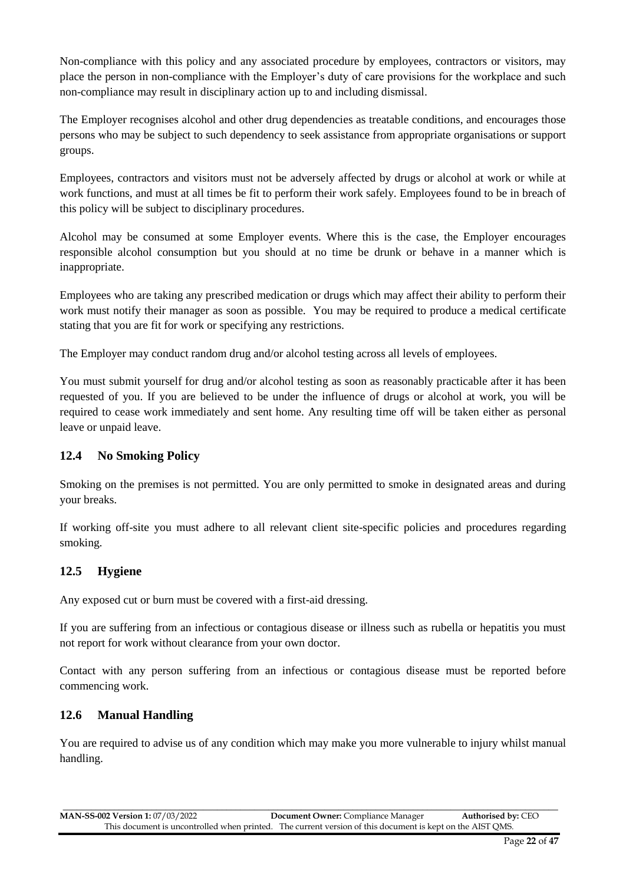Non-compliance with this policy and any associated procedure by employees, contractors or visitors, may place the person in non-compliance with the Employer's duty of care provisions for the workplace and such non-compliance may result in disciplinary action up to and including dismissal.

The Employer recognises alcohol and other drug dependencies as treatable conditions, and encourages those persons who may be subject to such dependency to seek assistance from appropriate organisations or support groups.

Employees, contractors and visitors must not be adversely affected by drugs or alcohol at work or while at work functions, and must at all times be fit to perform their work safely. Employees found to be in breach of this policy will be subject to disciplinary procedures.

Alcohol may be consumed at some Employer events. Where this is the case, the Employer encourages responsible alcohol consumption but you should at no time be drunk or behave in a manner which is inappropriate.

Employees who are taking any prescribed medication or drugs which may affect their ability to perform their work must notify their manager as soon as possible. You may be required to produce a medical certificate stating that you are fit for work or specifying any restrictions.

The Employer may conduct random drug and/or alcohol testing across all levels of employees.

You must submit yourself for drug and/or alcohol testing as soon as reasonably practicable after it has been requested of you. If you are believed to be under the influence of drugs or alcohol at work, you will be required to cease work immediately and sent home. Any resulting time off will be taken either as personal leave or unpaid leave.

## 12.4 No Smoking Policy

Smoking on the premises is not permitted. You are only permitted to smoke in designated areas and during your breaks.

If working off-site you must adhere to all relevant client site-specific policies and procedures regarding smoking.

## 12.5 Hygiene

Any exposed cut or burn must be covered with a first-aid dressing.

If you are suffering from an infectious or contagious disease or illness such as rubella or hepatitis you must not report for work without clearance from your own doctor.

Contact with any person suffering from an infectious or contagious disease must be reported before commencing work.

## 12.6 Manual Handling

You are required to advise us of any condition which may make you more vulnerable to injury whilst manual handling.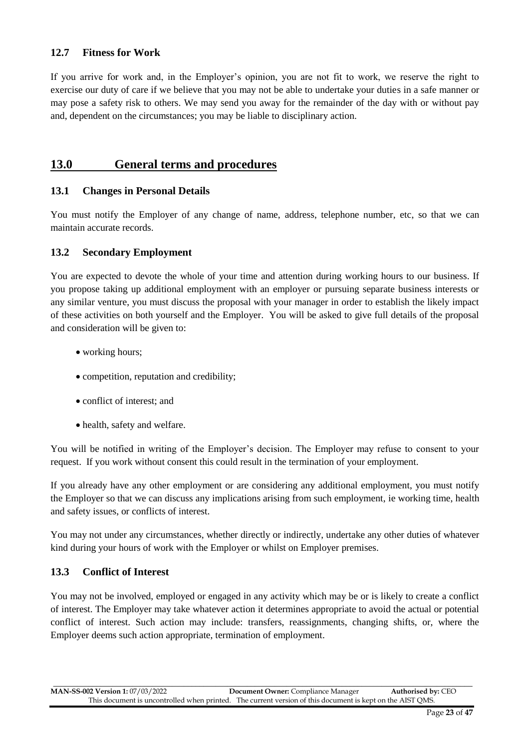### 12.7 Fitness for Work

If you arrive for work and, in the Employer's opinion, you are not fit to work, we reserve the right to exercise our duty of care if we believe that you may not be able to undertake your duties in a safe manner or may pose a safety risk to others. We may send you away for the remainder of the day with or without pay and, dependent on the circumstances; you may be liable to disciplinary action.

## 13.0 General terms and procedures

### 13.1 Changes in Personal Details

You must notify the Employer of any change of name, address, telephone number, etc, so that we can maintain accurate records.

### 13.2 Secondary Employment

You are expected to devote the whole of your time and attention during working hours to our business. If you propose taking up additional employment with an employer or pursuing separate business interests or any similar venture, you must discuss the proposal with your manager in order to establish the likely impact of these activities on both yourself and the Employer. You will be asked to give full details of the proposal and consideration will be given to:

- working hours;
- competition, reputation and credibility;
- conflict of interest; and
- health, safety and welfare.

You will be notified in writing of the Employer's decision. The Employer may refuse to consent to your request. If you work without consent this could result in the termination of your employment.

If you already have any other employment or are considering any additional employment, you must notify the Employer so that we can discuss any implications arising from such employment, ie working time, health and safety issues, or conflicts of interest.

You may not under any circumstances, whether directly or indirectly, undertake any other duties of whatever kind during your hours of work with the Employer or whilst on Employer premises.

### 13.3 Conflict of Interest

You may not be involved, employed or engaged in any activity which may be or is likely to create a conflict of interest. The Employer may take whatever action it determines appropriate to avoid the actual or potential conflict of interest. Such action may include: transfers, reassignments, changing shifts, or, where the Employer deems such action appropriate, termination of employment.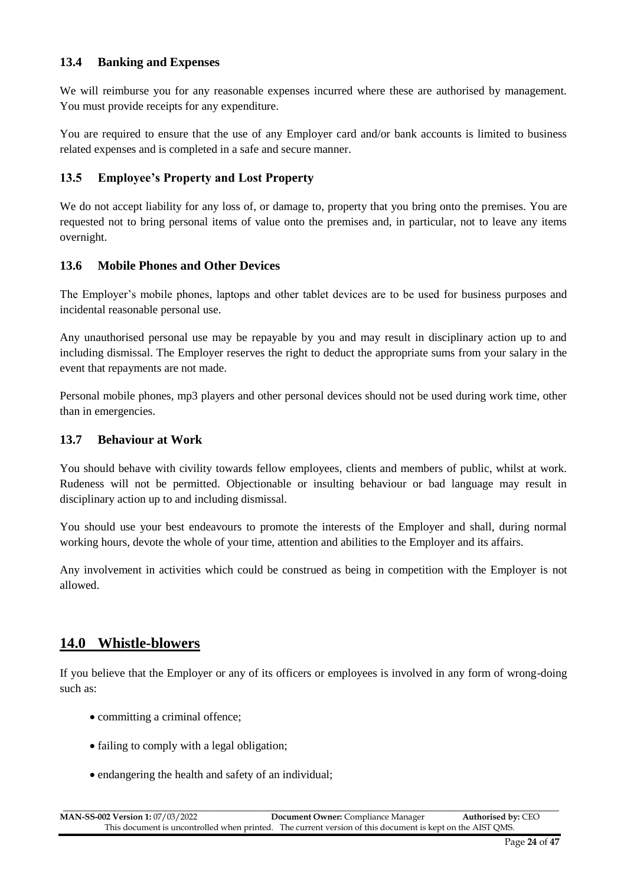### 13.4 Banking and Expenses

We will reimburse you for any reasonable expenses incurred where these are authorised by management. You must provide receipts for any expenditure.

You are required to ensure that the use of any Employer card and/or bank accounts is limited to business related expenses and is completed in a safe and secure manner.

### 13.5 Employee's Property and Lost Property

We do not accept liability for any loss of, or damage to, property that you bring onto the premises. You are requested not to bring personal items of value onto the premises and, in particular, not to leave any items overnight.

### 13.6 Mobile Phones and Other Devices

The Employer's mobile phones, laptops and other tablet devices are to be used for business purposes and incidental reasonable personal use.

Any unauthorised personal use may be repayable by you and may result in disciplinary action up to and including dismissal. The Employer reserves the right to deduct the appropriate sums from your salary in the event that repayments are not made.

Personal mobile phones, mp3 players and other personal devices should not be used during work time, other than in emergencies.

### 13.7 Behaviour at Work

You should behave with civility towards fellow employees, clients and members of public, whilst at work. Rudeness will not be permitted. Objectionable or insulting behaviour or bad language may result in disciplinary action up to and including dismissal.

You should use your best endeavours to promote the interests of the Employer and shall, during normal working hours, devote the whole of your time, attention and abilities to the Employer and its affairs.

Any involvement in activities which could be construed as being in competition with the Employer is not allowed.

## 14.0 Whistle-blowers

If you believe that the Employer or any of its officers or employees is involved in any form of wrong-doing such as:

- committing a criminal offence;
- failing to comply with a legal obligation;
- endangering the health and safety of an individual;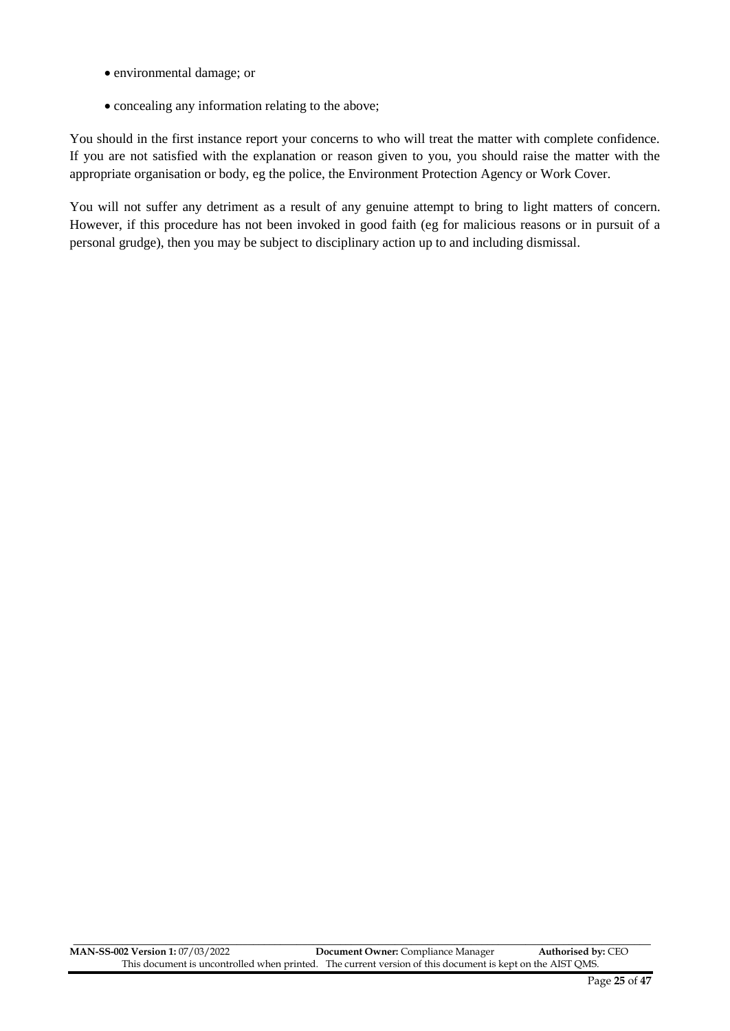- environmental damage; or
- concealing any information relating to the above;

You should in the first instance report your concerns to who will treat the matter with complete confidence. If you are not satisfied with the explanation or reason given to you, you should raise the matter with the appropriate organisation or body, eg the police, the Environment Protection Agency or Work Cover.

You will not suffer any detriment as a result of any genuine attempt to bring to light matters of concern. However, if this procedure has not been invoked in good faith (eg for malicious reasons or in pursuit of a personal grudge), then you may be subject to disciplinary action up to and including dismissal.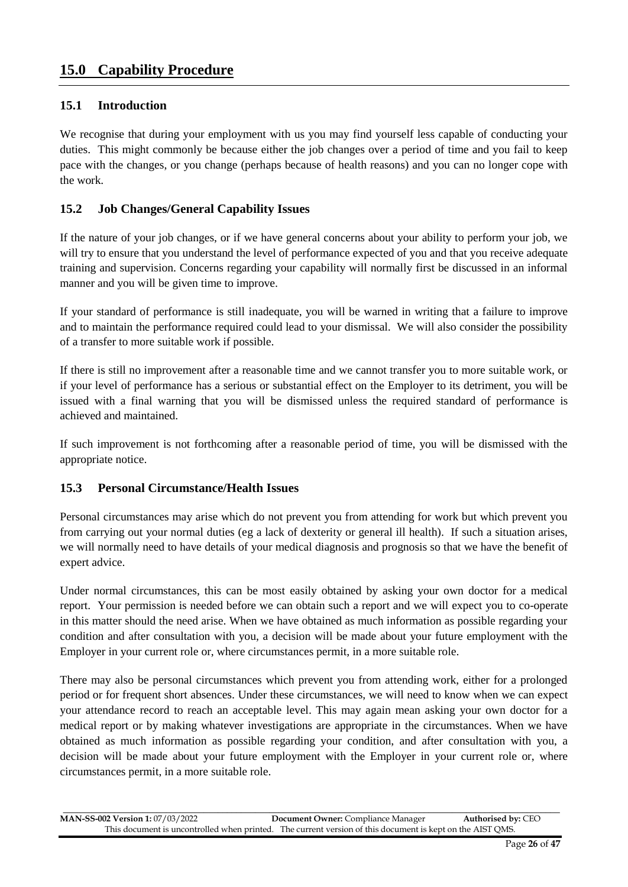# 15.0 Capability Procedure

## 15.1 Introduction

We recognise that during your employment with us you may find yourself less capable of conducting your duties. This might commonly be because either the job changes over a period of time and you fail to keep pace with the changes, or you change (perhaps because of health reasons) and you can no longer cope with the work.

## 15.2 Job Changes/General Capability Issues

If the nature of your job changes, or if we have general concerns about your ability to perform your job, we will try to ensure that you understand the level of performance expected of you and that you receive adequate training and supervision. Concerns regarding your capability will normally first be discussed in an informal manner and you will be given time to improve.

If your standard of performance is still inadequate, you will be warned in writing that a failure to improve and to maintain the performance required could lead to your dismissal. We will also consider the possibility of a transfer to more suitable work if possible.

If there is still no improvement after a reasonable time and we cannot transfer you to more suitable work, or if your level of performance has a serious or substantial effect on the Employer to its detriment, you will be issued with a final warning that you will be dismissed unless the required standard of performance is achieved and maintained.

If such improvement is not forthcoming after a reasonable period of time, you will be dismissed with the appropriate notice.

## 15.3 Personal Circumstance/Health Issues

Personal circumstances may arise which do not prevent you from attending for work but which prevent you from carrying out your normal duties (eg a lack of dexterity or general ill health). If such a situation arises, we will normally need to have details of your medical diagnosis and prognosis so that we have the benefit of expert advice.

Under normal circumstances, this can be most easily obtained by asking your own doctor for a medical report. Your permission is needed before we can obtain such a report and we will expect you to co-operate in this matter should the need arise. When we have obtained as much information as possible regarding your condition and after consultation with you, a decision will be made about your future employment with the Employer in your current role or, where circumstances permit, in a more suitable role.

There may also be personal circumstances which prevent you from attending work, either for a prolonged period or for frequent short absences. Under these circumstances, we will need to know when we can expect your attendance record to reach an acceptable level. This may again mean asking your own doctor for a medical report or by making whatever investigations are appropriate in the circumstances. When we have obtained as much information as possible regarding your condition, and after consultation with you, a decision will be made about your future employment with the Employer in your current role or, where circumstances permit, in a more suitable role.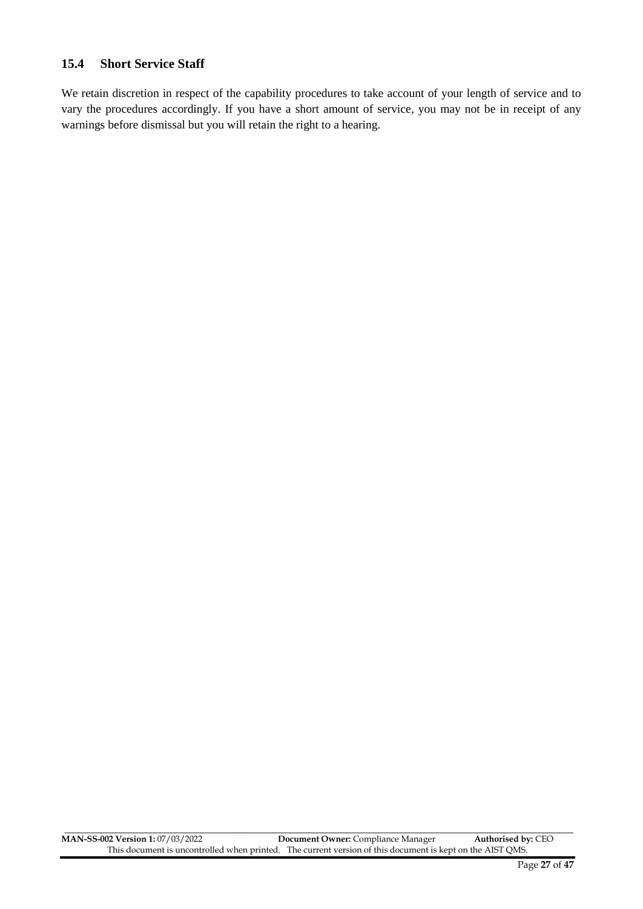### 15.4 Short Service Staff

We retain discretion in respect of the capability procedures to take account of your length of service and to vary the procedures accordingly. If you have a short amount of service, you may not be in receipt of any warnings before dismissal but you will retain the right to a hearing.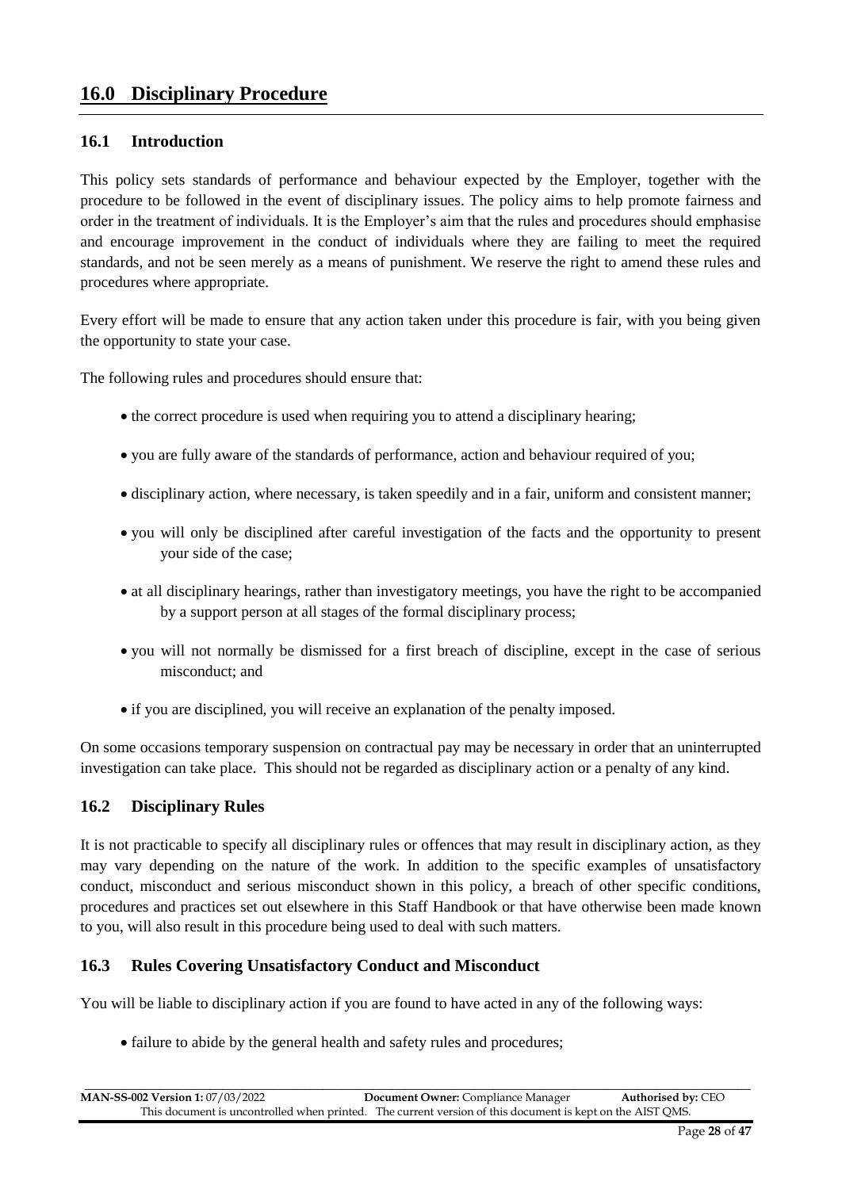## 16.0 Disciplinary Procedure

### 16.1 Introduction

This policy sets standards of performance and behaviour expected by the Employer, together with the procedure to be followed in the event of disciplinary issues. The policy aims to help promote fairness and order in the treatment of individuals. It is the Employer's aim that the rules and procedures should emphasise and encourage improvement in the conduct of individuals where they are failing to meet the required standards, and not be seen merely as a means of punishment. We reserve the right to amend these rules and procedures where appropriate.

Every effort will be made to ensure that any action taken under this procedure is fair, with you being given the opportunity to state your case.

The following rules and procedures should ensure that:

- the correct procedure is used when requiring you to attend a disciplinary hearing;
- you are fully aware of the standards of performance, action and behaviour required of you;
- disciplinary action, where necessary, is taken speedily and in a fair, uniform and consistent manner;
- you will only be disciplined after careful investigation of the facts and the opportunity to present your side of the case;
- at all disciplinary hearings, rather than investigatory meetings, you have the right to be accompanied by a support person at all stages of the formal disciplinary process;
- you will not normally be dismissed for a first breach of discipline, except in the case of serious misconduct; and
- if you are disciplined, you will receive an explanation of the penalty imposed.

On some occasions temporary suspension on contractual pay may be necessary in order that an uninterrupted investigation can take place. This should not be regarded as disciplinary action or a penalty of any kind.

### 16.2 Disciplinary Rules

It is not practicable to specify all disciplinary rules or offences that may result in disciplinary action, as they may vary depending on the nature of the work. In addition to the specific examples of unsatisfactory conduct, misconduct and serious misconduct shown in this policy, a breach of other specific conditions, procedures and practices set out elsewhere in this Staff Handbook or that have otherwise been made known to you, will also result in this procedure being used to deal with such matters.

### 16.3 Rules Covering Unsatisfactory Conduct and Misconduct

You will be liable to disciplinary action if you are found to have acted in any of the following ways:

- failure to abide by the general health and safety rules and procedures;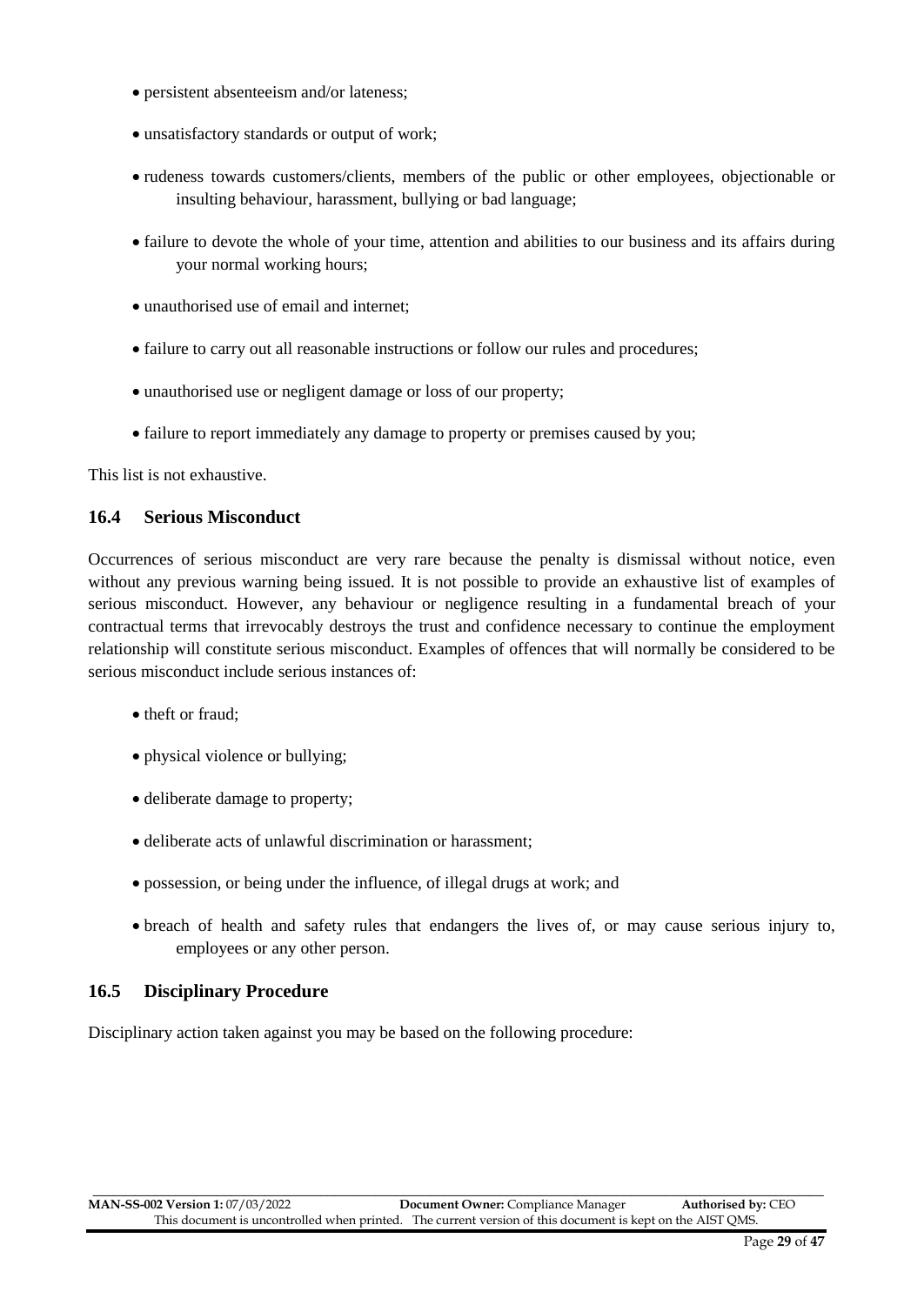- persistent absenteeism and/or lateness;
- unsatisfactory standards or output of work;
- rudeness towards customers/clients, members of the public or other employees, objectionable or insulting behaviour, harassment, bullying or bad language;
- failure to devote the whole of your time, attention and abilities to our business and its affairs during your normal working hours;
- unauthorised use of email and internet;
- failure to carry out all reasonable instructions or follow our rules and procedures;
- unauthorised use or negligent damage or loss of our property;
- failure to report immediately any damage to property or premises caused by you;

This list is not exhaustive.

### 16.4 Serious Misconduct

Occurrences of serious misconduct are very rare because the penalty is dismissal without notice, even without any previous warning being issued. It is not possible to provide an exhaustive list of examples of serious misconduct. However, any behaviour or negligence resulting in a fundamental breach of your contractual terms that irrevocably destroys the trust and confidence necessary to continue the employment relationship will constitute serious misconduct. Examples of offences that will normally be considered to be serious misconduct include serious instances of:

- theft or fraud;
- physical violence or bullying;
- deliberate damage to property;
- deliberate acts of unlawful discrimination or harassment;
- possession, or being under the influence, of illegal drugs at work; and
- breach of health and safety rules that endangers the lives of, or may cause serious injury to, employees or any other person.

### 16.5 Disciplinary Procedure

Disciplinary action taken against you may be based on the following procedure: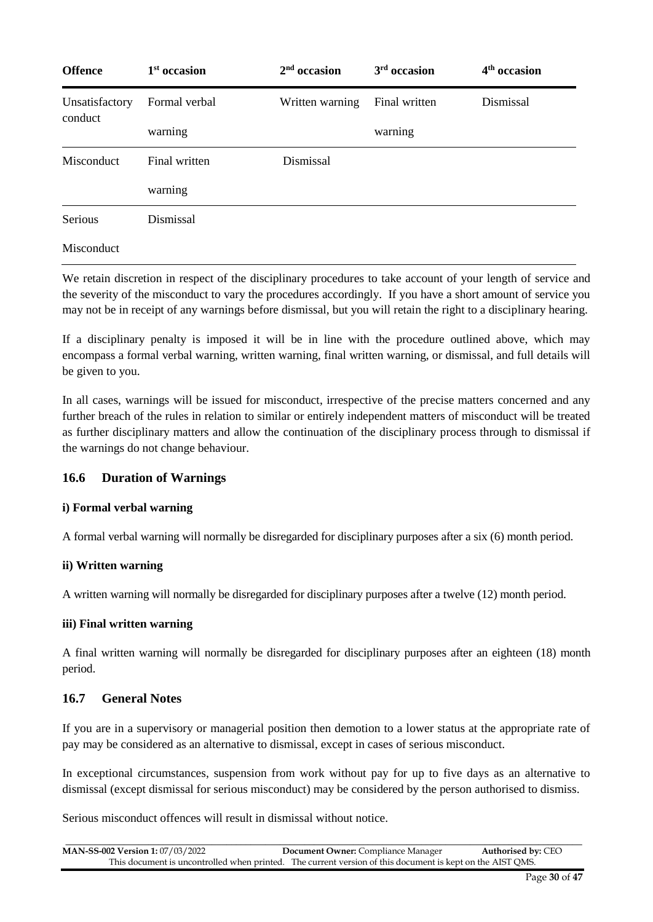| Offence | 1st occasion | 2nd occasion | 3rd occasion | 4th occasion |
|---|---|---|---|---|
| Unsatisfactory conduct | Formal verbal warning | Written warning | Final written warning | Dismissal |
| Misconduct | Final written warning | Dismissal | | |
| Serious Misconduct | Dismissal | | | |

We retain discretion in respect of the disciplinary procedures to take account of your length of service and the severity of the misconduct to vary the procedures accordingly. If you have a short amount of service you may not be in receipt of any warnings before dismissal, but you will retain the right to a disciplinary hearing.

If a disciplinary penalty is imposed it will be in line with the procedure outlined above, which may encompass a formal verbal warning, written warning, final written warning, or dismissal, and full details will be given to you.

In all cases, warnings will be issued for misconduct, irrespective of the precise matters concerned and any further breach of the rules in relation to similar or entirely independent matters of misconduct will be treated as further disciplinary matters and allow the continuation of the disciplinary process through to dismissal if the warnings do not change behaviour.

## 16.6 Duration of Warnings

**i) Formal verbal warning**

A formal verbal warning will normally be disregarded for disciplinary purposes after a six (6) month period.

**ii) Written warning**

A written warning will normally be disregarded for disciplinary purposes after a twelve (12) month period.

**iii) Final written warning**

A final written warning will normally be disregarded for disciplinary purposes after an eighteen (18) month period.

## 16.7 General Notes

If you are in a supervisory or managerial position then demotion to a lower status at the appropriate rate of pay may be considered as an alternative to dismissal, except in cases of serious misconduct.

In exceptional circumstances, suspension from work without pay for up to five days as an alternative to dismissal (except dismissal for serious misconduct) may be considered by the person authorised to dismiss.

Serious misconduct offences will result in dismissal without notice.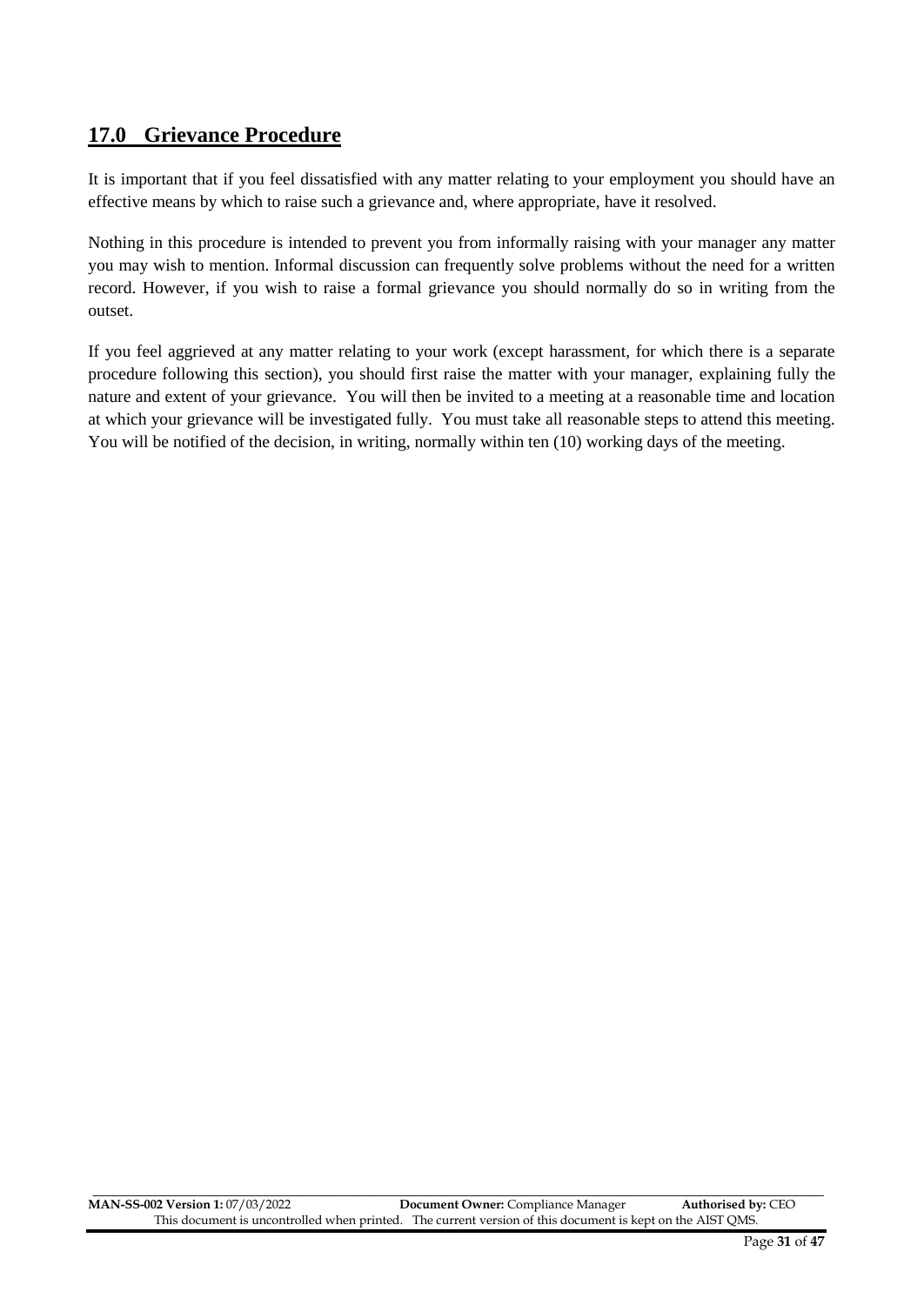## 17.0 Grievance Procedure

It is important that if you feel dissatisfied with any matter relating to your employment you should have an effective means by which to raise such a grievance and, where appropriate, have it resolved.

Nothing in this procedure is intended to prevent you from informally raising with your manager any matter you may wish to mention. Informal discussion can frequently solve problems without the need for a written record. However, if you wish to raise a formal grievance you should normally do so in writing from the outset.

If you feel aggrieved at any matter relating to your work (except harassment, for which there is a separate procedure following this section), you should first raise the matter with your manager, explaining fully the nature and extent of your grievance. You will then be invited to a meeting at a reasonable time and location at which your grievance will be investigated fully. You must take all reasonable steps to attend this meeting. You will be notified of the decision, in writing, normally within ten (10) working days of the meeting.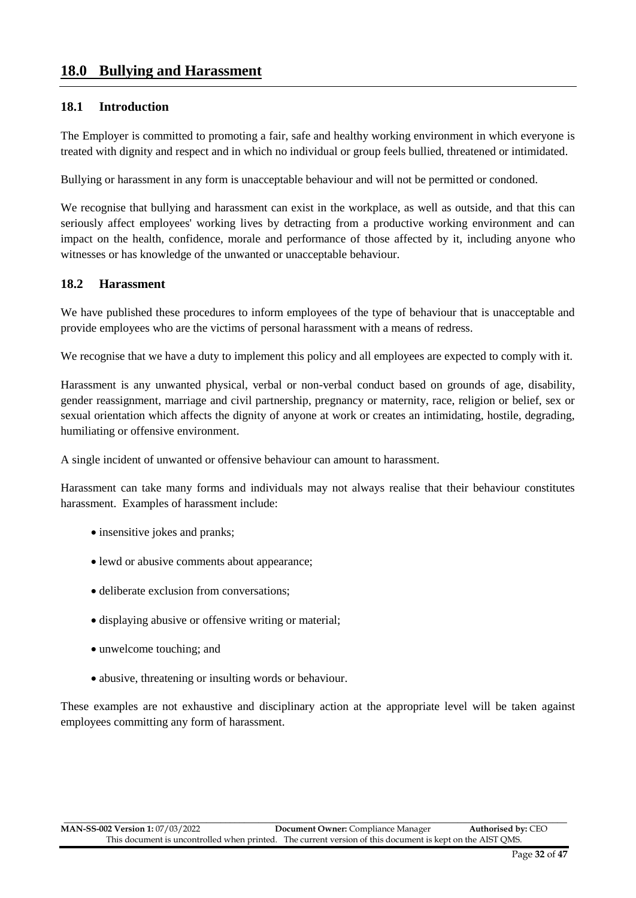# 18.0 Bullying and Harassment

## 18.1 Introduction

The Employer is committed to promoting a fair, safe and healthy working environment in which everyone is treated with dignity and respect and in which no individual or group feels bullied, threatened or intimidated.

Bullying or harassment in any form is unacceptable behaviour and will not be permitted or condoned.

We recognise that bullying and harassment can exist in the workplace, as well as outside, and that this can seriously affect employees' working lives by detracting from a productive working environment and can impact on the health, confidence, morale and performance of those affected by it, including anyone who witnesses or has knowledge of the unwanted or unacceptable behaviour.

## 18.2 Harassment

We have published these procedures to inform employees of the type of behaviour that is unacceptable and provide employees who are the victims of personal harassment with a means of redress.

We recognise that we have a duty to implement this policy and all employees are expected to comply with it.

Harassment is any unwanted physical, verbal or non-verbal conduct based on grounds of age, disability, gender reassignment, marriage and civil partnership, pregnancy or maternity, race, religion or belief, sex or sexual orientation which affects the dignity of anyone at work or creates an intimidating, hostile, degrading, humiliating or offensive environment.

A single incident of unwanted or offensive behaviour can amount to harassment.

Harassment can take many forms and individuals may not always realise that their behaviour constitutes harassment. Examples of harassment include:

- insensitive jokes and pranks;
- lewd or abusive comments about appearance;
- deliberate exclusion from conversations;
- displaying abusive or offensive writing or material;
- unwelcome touching; and
- abusive, threatening or insulting words or behaviour.

These examples are not exhaustive and disciplinary action at the appropriate level will be taken against employees committing any form of harassment.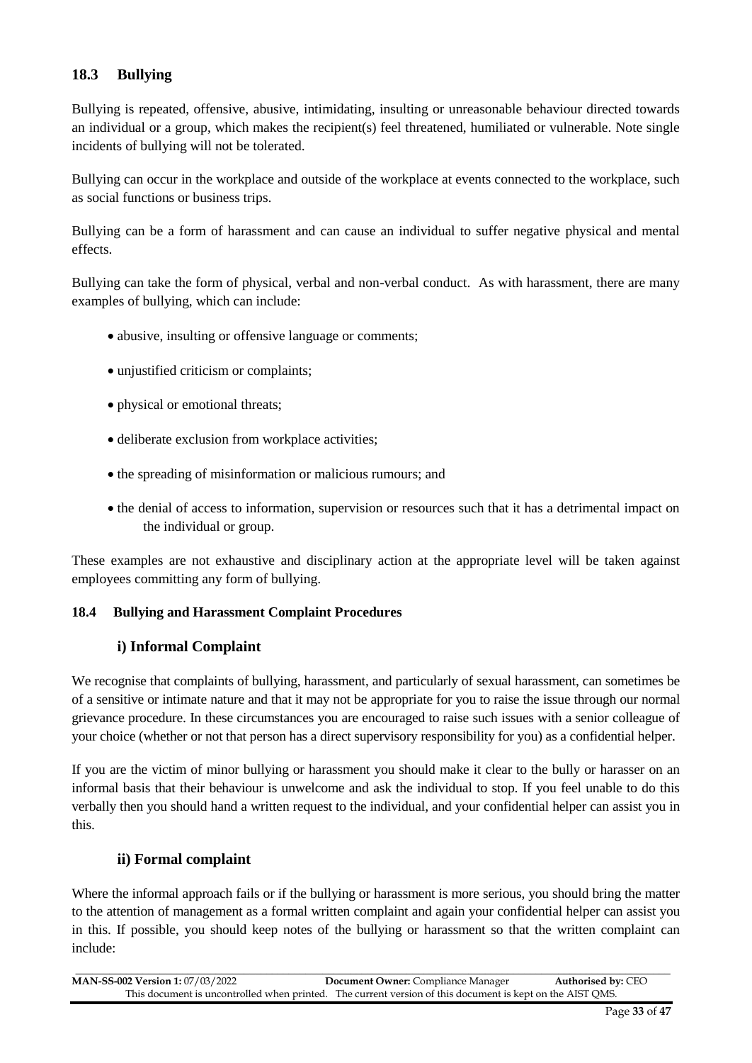## 18.3 Bullying

Bullying is repeated, offensive, abusive, intimidating, insulting or unreasonable behaviour directed towards an individual or a group, which makes the recipient(s) feel threatened, humiliated or vulnerable. Note single incidents of bullying will not be tolerated.

Bullying can occur in the workplace and outside of the workplace at events connected to the workplace, such as social functions or business trips.

Bullying can be a form of harassment and can cause an individual to suffer negative physical and mental effects.

Bullying can take the form of physical, verbal and non-verbal conduct. As with harassment, there are many examples of bullying, which can include:

- abusive, insulting or offensive language or comments;
- unjustified criticism or complaints;
- physical or emotional threats;
- deliberate exclusion from workplace activities;
- the spreading of misinformation or malicious rumours; and
- the denial of access to information, supervision or resources such that it has a detrimental impact on the individual or group.

These examples are not exhaustive and disciplinary action at the appropriate level will be taken against employees committing any form of bullying.

### 18.4 Bullying and Harassment Complaint Procedures

#### i) Informal Complaint

We recognise that complaints of bullying, harassment, and particularly of sexual harassment, can sometimes be of a sensitive or intimate nature and that it may not be appropriate for you to raise the issue through our normal grievance procedure. In these circumstances you are encouraged to raise such issues with a senior colleague of your choice (whether or not that person has a direct supervisory responsibility for you) as a confidential helper.

If you are the victim of minor bullying or harassment you should make it clear to the bully or harasser on an informal basis that their behaviour is unwelcome and ask the individual to stop. If you feel unable to do this verbally then you should hand a written request to the individual, and your confidential helper can assist you in this.

#### ii) Formal complaint

Where the informal approach fails or if the bullying or harassment is more serious, you should bring the matter to the attention of management as a formal written complaint and again your confidential helper can assist you in this. If possible, you should keep notes of the bullying or harassment so that the written complaint can include: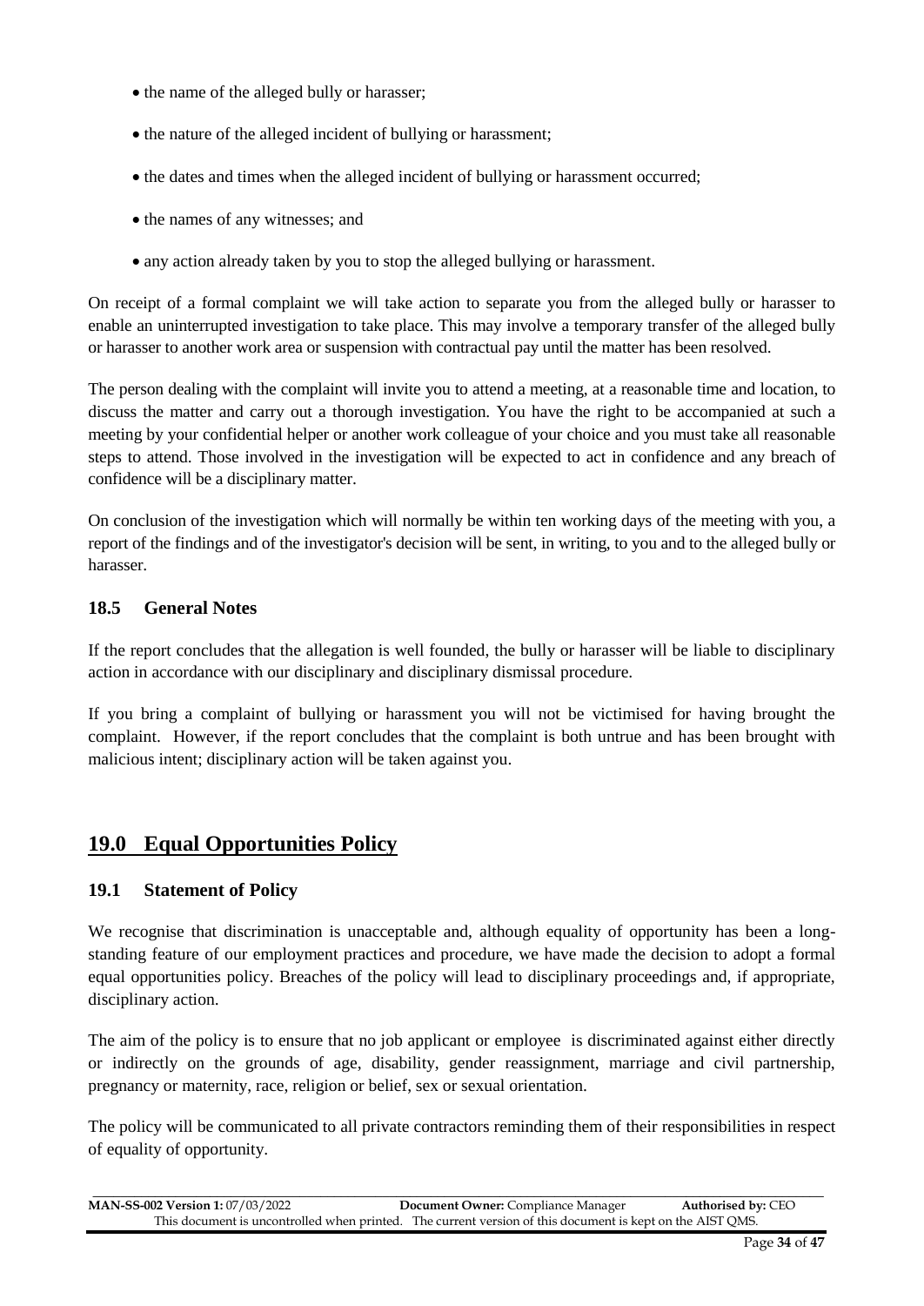- the name of the alleged bully or harasser;
- the nature of the alleged incident of bullying or harassment;
- the dates and times when the alleged incident of bullying or harassment occurred;
- the names of any witnesses; and
- any action already taken by you to stop the alleged bullying or harassment.

On receipt of a formal complaint we will take action to separate you from the alleged bully or harasser to enable an uninterrupted investigation to take place. This may involve a temporary transfer of the alleged bully or harasser to another work area or suspension with contractual pay until the matter has been resolved.

The person dealing with the complaint will invite you to attend a meeting, at a reasonable time and location, to discuss the matter and carry out a thorough investigation. You have the right to be accompanied at such a meeting by your confidential helper or another work colleague of your choice and you must take all reasonable steps to attend. Those involved in the investigation will be expected to act in confidence and any breach of confidence will be a disciplinary matter.

On conclusion of the investigation which will normally be within ten working days of the meeting with you, a report of the findings and of the investigator's decision will be sent, in writing, to you and to the alleged bully or harasser.

### 18.5 General Notes

If the report concludes that the allegation is well founded, the bully or harasser will be liable to disciplinary action in accordance with our disciplinary and disciplinary dismissal procedure.

If you bring a complaint of bullying or harassment you will not be victimised for having brought the complaint. However, if the report concludes that the complaint is both untrue and has been brought with malicious intent; disciplinary action will be taken against you.

## 19.0 Equal Opportunities Policy

### 19.1 Statement of Policy

We recognise that discrimination is unacceptable and, although equality of opportunity has been a long-standing feature of our employment practices and procedure, we have made the decision to adopt a formal equal opportunities policy. Breaches of the policy will lead to disciplinary proceedings and, if appropriate, disciplinary action.

The aim of the policy is to ensure that no job applicant or employee is discriminated against either directly or indirectly on the grounds of age, disability, gender reassignment, marriage and civil partnership, pregnancy or maternity, race, religion or belief, sex or sexual orientation.

The policy will be communicated to all private contractors reminding them of their responsibilities in respect of equality of opportunity.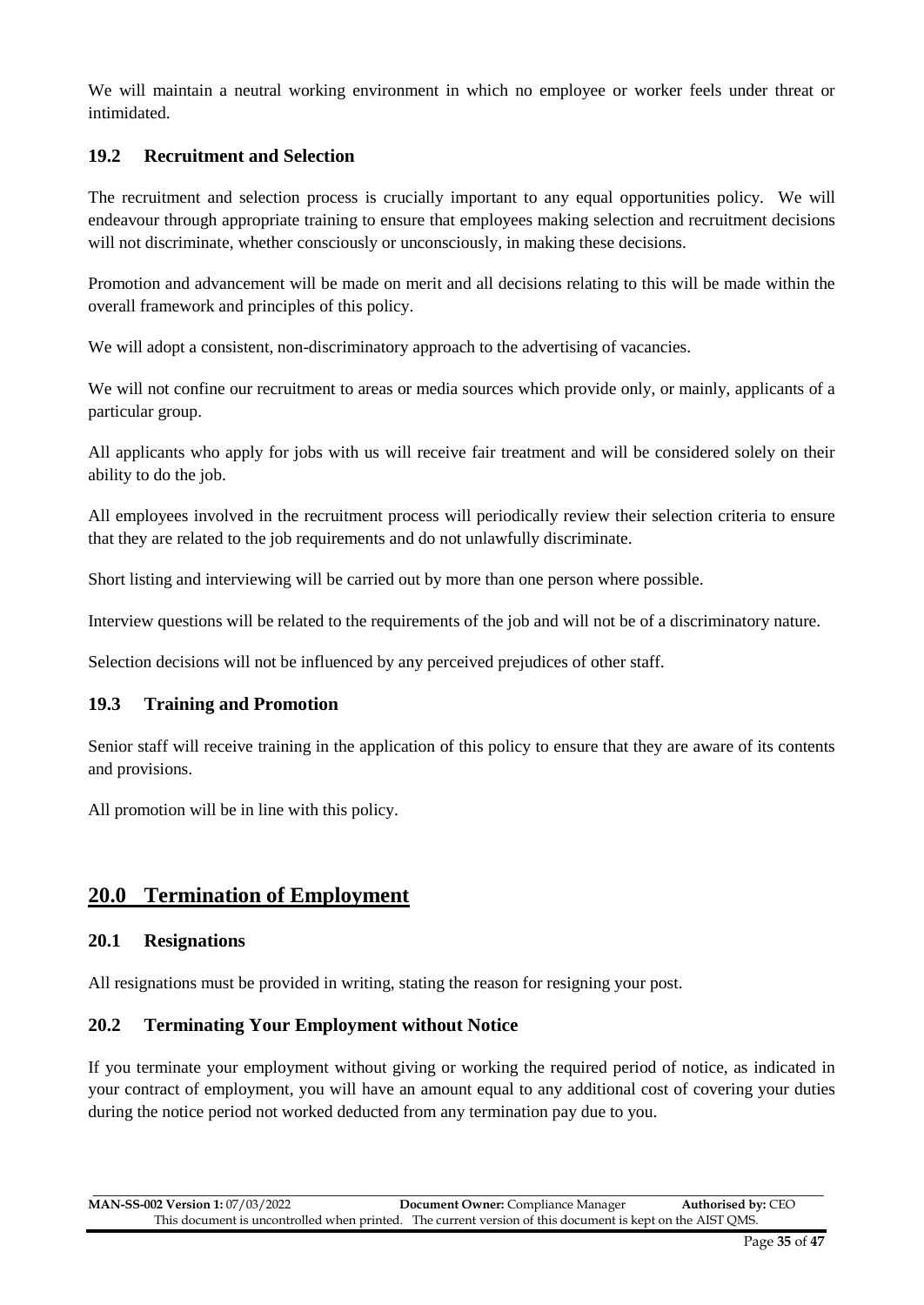We will maintain a neutral working environment in which no employee or worker feels under threat or intimidated.

### 19.2 Recruitment and Selection

The recruitment and selection process is crucially important to any equal opportunities policy. We will endeavour through appropriate training to ensure that employees making selection and recruitment decisions will not discriminate, whether consciously or unconsciously, in making these decisions.

Promotion and advancement will be made on merit and all decisions relating to this will be made within the overall framework and principles of this policy.

We will adopt a consistent, non-discriminatory approach to the advertising of vacancies.

We will not confine our recruitment to areas or media sources which provide only, or mainly, applicants of a particular group.

All applicants who apply for jobs with us will receive fair treatment and will be considered solely on their ability to do the job.

All employees involved in the recruitment process will periodically review their selection criteria to ensure that they are related to the job requirements and do not unlawfully discriminate.

Short listing and interviewing will be carried out by more than one person where possible.

Interview questions will be related to the requirements of the job and will not be of a discriminatory nature.

Selection decisions will not be influenced by any perceived prejudices of other staff.

### 19.3 Training and Promotion

Senior staff will receive training in the application of this policy to ensure that they are aware of its contents and provisions.

All promotion will be in line with this policy.

## 20.0 Termination of Employment

### 20.1 Resignations

All resignations must be provided in writing, stating the reason for resigning your post.

### 20.2 Terminating Your Employment without Notice

If you terminate your employment without giving or working the required period of notice, as indicated in your contract of employment, you will have an amount equal to any additional cost of covering your duties during the notice period not worked deducted from any termination pay due to you.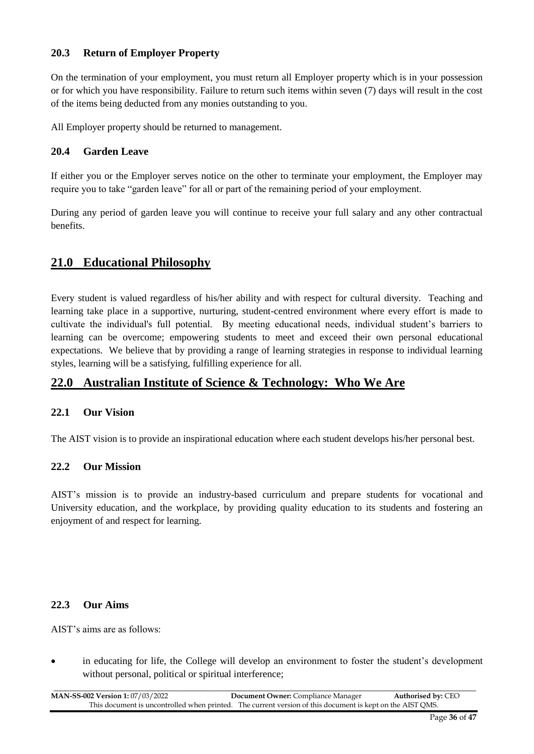### 20.3 Return of Employer Property

On the termination of your employment, you must return all Employer property which is in your possession or for which you have responsibility. Failure to return such items within seven (7) days will result in the cost of the items being deducted from any monies outstanding to you.

All Employer property should be returned to management.

### 20.4 Garden Leave

If either you or the Employer serves notice on the other to terminate your employment, the Employer may require you to take "garden leave" for all or part of the remaining period of your employment.

During any period of garden leave you will continue to receive your full salary and any other contractual benefits.

## 21.0 Educational Philosophy

Every student is valued regardless of his/her ability and with respect for cultural diversity. Teaching and learning take place in a supportive, nurturing, student-centred environment where every effort is made to cultivate the individual's full potential. By meeting educational needs, individual student's barriers to learning can be overcome; empowering students to meet and exceed their own personal educational expectations. We believe that by providing a range of learning strategies in response to individual learning styles, learning will be a satisfying, fulfilling experience for all.

## 22.0 Australian Institute of Science & Technology: Who We Are

### 22.1 Our Vision

The AIST vision is to provide an inspirational education where each student develops his/her personal best.

### 22.2 Our Mission

AIST's mission is to provide an industry-based curriculum and prepare students for vocational and University education, and the workplace, by providing quality education to its students and fostering an enjoyment of and respect for learning.

### 22.3 Our Aims

AIST's aims are as follows:

- in educating for life, the College will develop an environment to foster the student's development without personal, political or spiritual interference;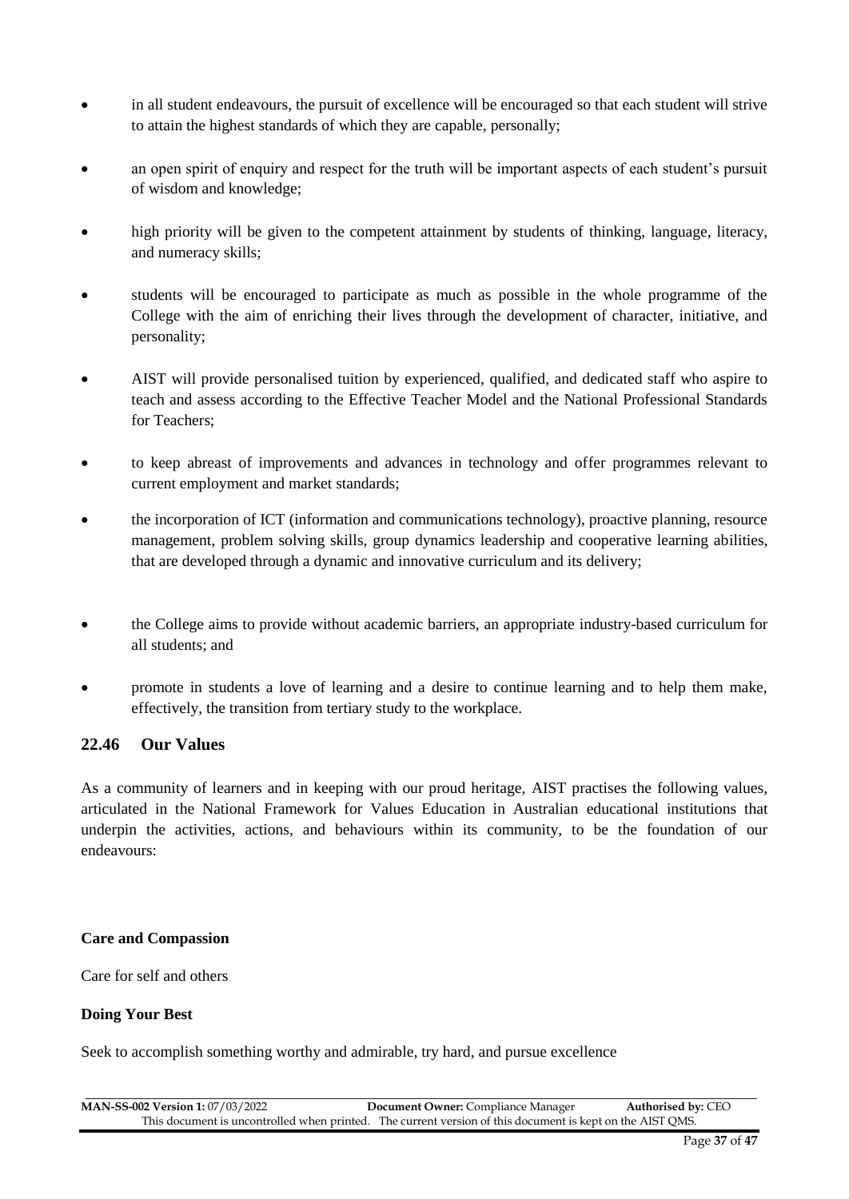- in all student endeavours, the pursuit of excellence will be encouraged so that each student will strive to attain the highest standards of which they are capable, personally;
- an open spirit of enquiry and respect for the truth will be important aspects of each student's pursuit of wisdom and knowledge;
- high priority will be given to the competent attainment by students of thinking, language, literacy, and numeracy skills;
- students will be encouraged to participate as much as possible in the whole programme of the College with the aim of enriching their lives through the development of character, initiative, and personality;
- AIST will provide personalised tuition by experienced, qualified, and dedicated staff who aspire to teach and assess according to the Effective Teacher Model and the National Professional Standards for Teachers;
- to keep abreast of improvements and advances in technology and offer programmes relevant to current employment and market standards;
- the incorporation of ICT (information and communications technology), proactive planning, resource management, problem solving skills, group dynamics leadership and cooperative learning abilities, that are developed through a dynamic and innovative curriculum and its delivery;
- the College aims to provide without academic barriers, an appropriate industry-based curriculum for all students; and
- promote in students a love of learning and a desire to continue learning and to help them make, effectively, the transition from tertiary study to the workplace.

## 22.46 Our Values

As a community of learners and in keeping with our proud heritage, AIST practises the following values, articulated in the National Framework for Values Education in Australian educational institutions that underpin the activities, actions, and behaviours within its community, to be the foundation of our endeavours:

**Care and Compassion**

Care for self and others

**Doing Your Best**

Seek to accomplish something worthy and admirable, try hard, and pursue excellence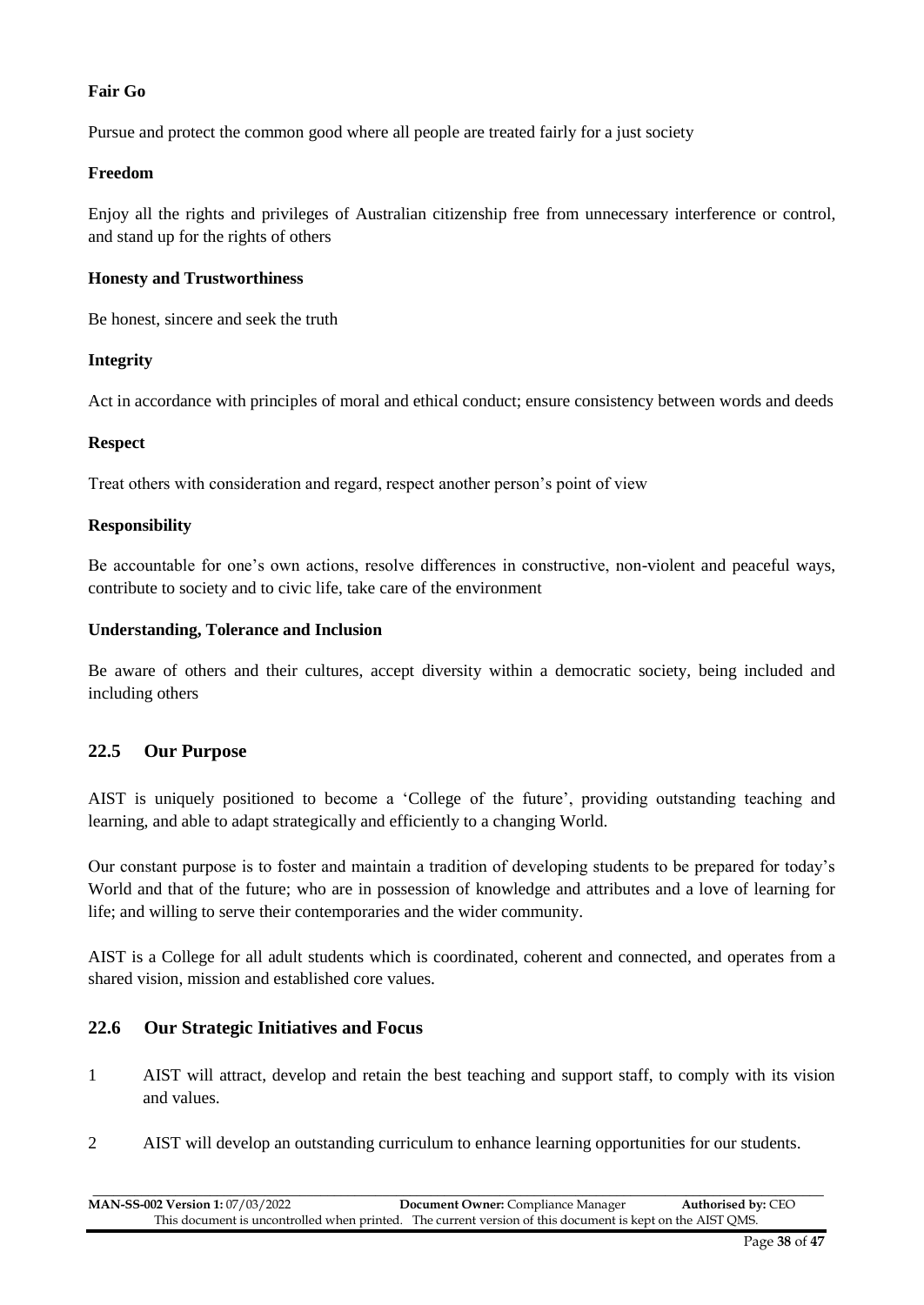**Fair Go**

Pursue and protect the common good where all people are treated fairly for a just society

**Freedom**

Enjoy all the rights and privileges of Australian citizenship free from unnecessary interference or control, and stand up for the rights of others

**Honesty and Trustworthiness**

Be honest, sincere and seek the truth

**Integrity**

Act in accordance with principles of moral and ethical conduct; ensure consistency between words and deeds

**Respect**

Treat others with consideration and regard, respect another person's point of view

**Responsibility**

Be accountable for one's own actions, resolve differences in constructive, non-violent and peaceful ways, contribute to society and to civic life, take care of the environment

**Understanding, Tolerance and Inclusion**

Be aware of others and their cultures, accept diversity within a democratic society, being included and including others

## 22.5 Our Purpose

AIST is uniquely positioned to become a 'College of the future', providing outstanding teaching and learning, and able to adapt strategically and efficiently to a changing World.

Our constant purpose is to foster and maintain a tradition of developing students to be prepared for today's World and that of the future; who are in possession of knowledge and attributes and a love of learning for life; and willing to serve their contemporaries and the wider community.

AIST is a College for all adult students which is coordinated, coherent and connected, and operates from a shared vision, mission and established core values.

## 22.6 Our Strategic Initiatives and Focus

1. AIST will attract, develop and retain the best teaching and support staff, to comply with its vision and values.
2. AIST will develop an outstanding curriculum to enhance learning opportunities for our students.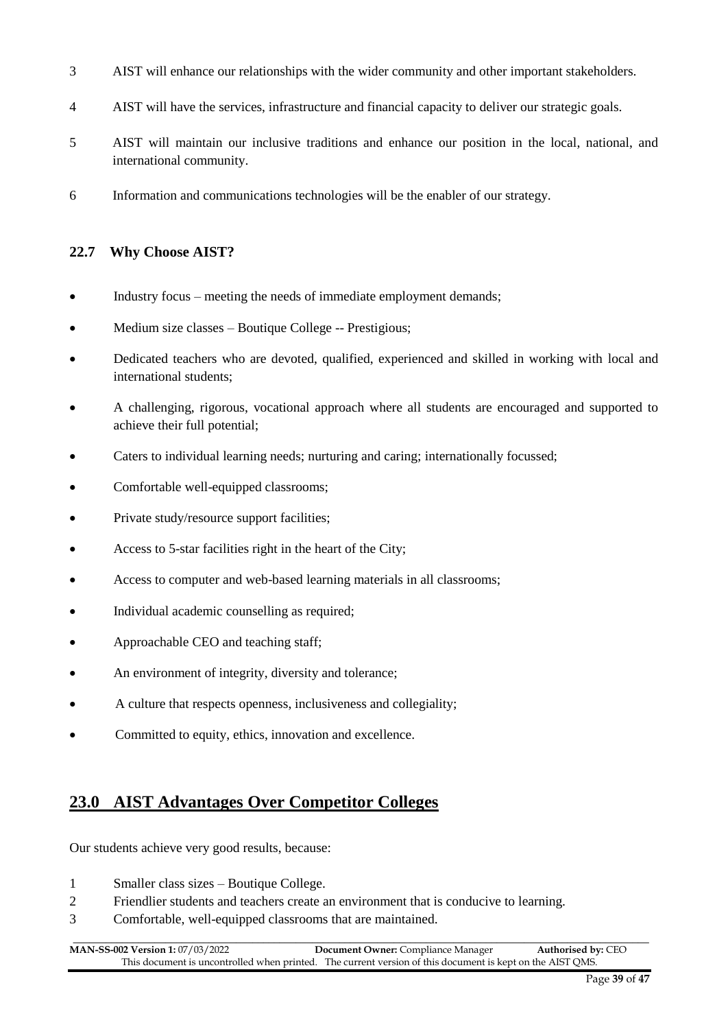3 AIST will enhance our relationships with the wider community and other important stakeholders.

4 AIST will have the services, infrastructure and financial capacity to deliver our strategic goals.

5 AIST will maintain our inclusive traditions and enhance our position in the local, national, and international community.

6 Information and communications technologies will be the enabler of our strategy.

### 22.7 Why Choose AIST?

- Industry focus – meeting the needs of immediate employment demands;
- Medium size classes – Boutique College -- Prestigious;
- Dedicated teachers who are devoted, qualified, experienced and skilled in working with local and international students;
- A challenging, rigorous, vocational approach where all students are encouraged and supported to achieve their full potential;
- Caters to individual learning needs; nurturing and caring; internationally focussed;
- Comfortable well-equipped classrooms;
- Private study/resource support facilities;
- Access to 5-star facilities right in the heart of the City;
- Access to computer and web-based learning materials in all classrooms;
- Individual academic counselling as required;
- Approachable CEO and teaching staff;
- An environment of integrity, diversity and tolerance;
- A culture that respects openness, inclusiveness and collegiality;
- Committed to equity, ethics, innovation and excellence.

## 23.0 AIST Advantages Over Competitor Colleges

Our students achieve very good results, because:

1 Smaller class sizes – Boutique College.
2 Friendlier students and teachers create an environment that is conducive to learning.
3 Comfortable, well-equipped classrooms that are maintained.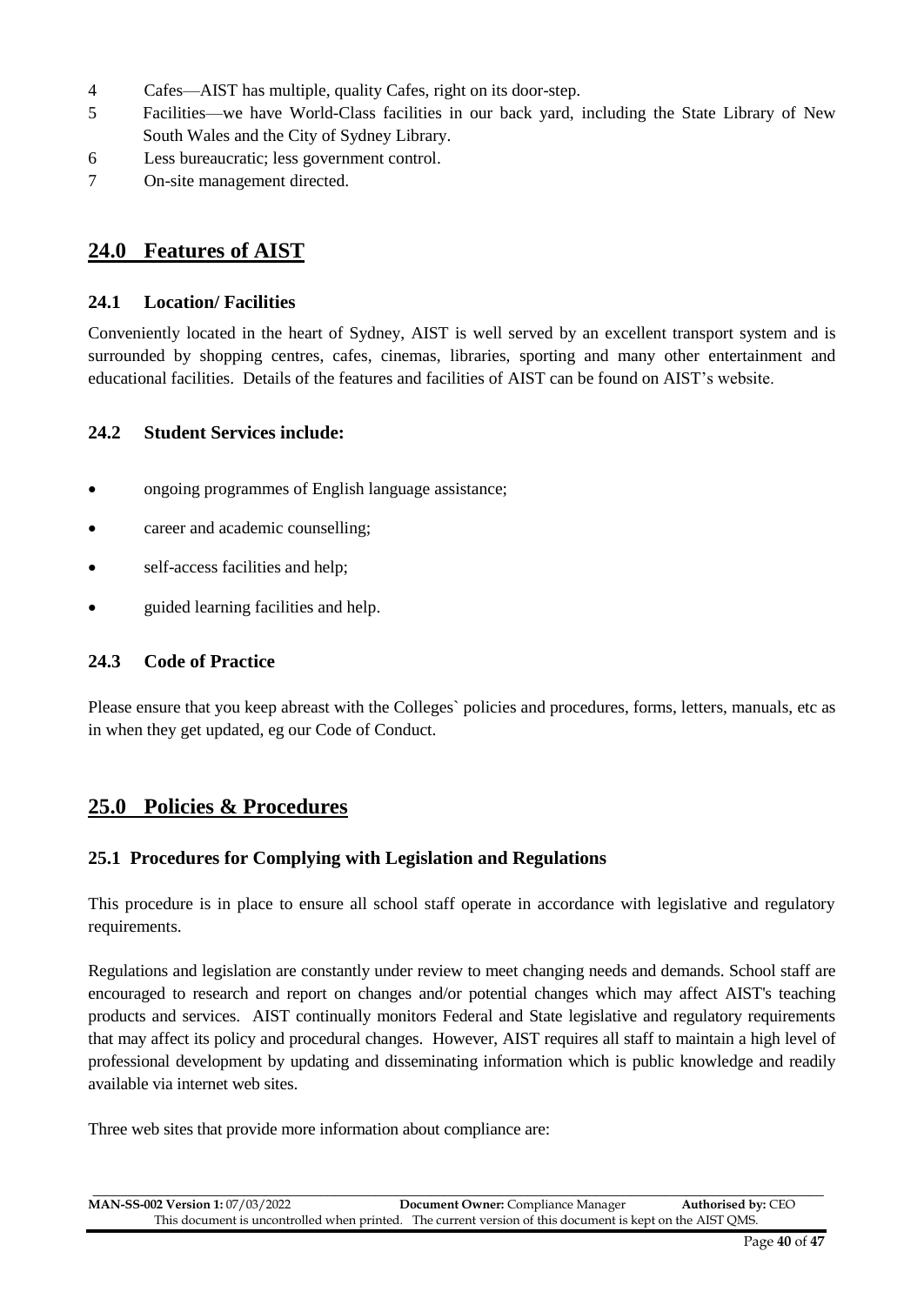4. Cafes—AIST has multiple, quality Cafes, right on its door-step.
5. Facilities—we have World-Class facilities in our back yard, including the State Library of New South Wales and the City of Sydney Library.
6. Less bureaucratic; less government control.
7. On-site management directed.

## 24.0 Features of AIST

### 24.1 Location/ Facilities

Conveniently located in the heart of Sydney, AIST is well served by an excellent transport system and is surrounded by shopping centres, cafes, cinemas, libraries, sporting and many other entertainment and educational facilities. Details of the features and facilities of AIST can be found on AIST's website.

### 24.2 Student Services include:

- ongoing programmes of English language assistance;
- career and academic counselling;
- self-access facilities and help;
- guided learning facilities and help.

### 24.3 Code of Practice

Please ensure that you keep abreast with the Colleges` policies and procedures, forms, letters, manuals, etc as in when they get updated, eg our Code of Conduct.

## 25.0 Policies & Procedures

### 25.1 Procedures for Complying with Legislation and Regulations

This procedure is in place to ensure all school staff operate in accordance with legislative and regulatory requirements.

Regulations and legislation are constantly under review to meet changing needs and demands. School staff are encouraged to research and report on changes and/or potential changes which may affect AIST's teaching products and services. AIST continually monitors Federal and State legislative and regulatory requirements that may affect its policy and procedural changes. However, AIST requires all staff to maintain a high level of professional development by updating and disseminating information which is public knowledge and readily available via internet web sites.

Three web sites that provide more information about compliance are: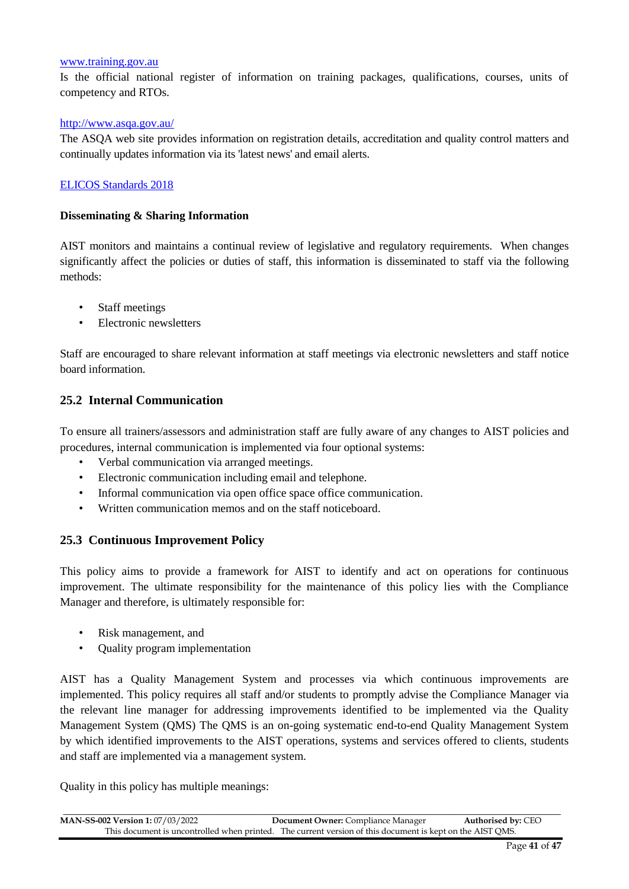www.training.gov.au

Is the official national register of information on training packages, qualifications, courses, units of competency and RTOs.

http://www.asqa.gov.au/

The ASQA web site provides information on registration details, accreditation and quality control matters and continually updates information via its 'latest news' and email alerts.

ELICOS Standards 2018

**Disseminating & Sharing Information**

AIST monitors and maintains a continual review of legislative and regulatory requirements. When changes significantly affect the policies or duties of staff, this information is disseminated to staff via the following methods:

- Staff meetings
- Electronic newsletters

Staff are encouraged to share relevant information at staff meetings via electronic newsletters and staff notice board information.

## 25.2 Internal Communication

To ensure all trainers/assessors and administration staff are fully aware of any changes to AIST policies and procedures, internal communication is implemented via four optional systems:

- Verbal communication via arranged meetings.
- Electronic communication including email and telephone.
- Informal communication via open office space office communication.
- Written communication memos and on the staff noticeboard.

## 25.3 Continuous Improvement Policy

This policy aims to provide a framework for AIST to identify and act on operations for continuous improvement. The ultimate responsibility for the maintenance of this policy lies with the Compliance Manager and therefore, is ultimately responsible for:

- Risk management, and
- Quality program implementation

AIST has a Quality Management System and processes via which continuous improvements are implemented. This policy requires all staff and/or students to promptly advise the Compliance Manager via the relevant line manager for addressing improvements identified to be implemented via the Quality Management System (QMS) The QMS is an on-going systematic end-to-end Quality Management System by which identified improvements to the AIST operations, systems and services offered to clients, students and staff are implemented via a management system.

Quality in this policy has multiple meanings: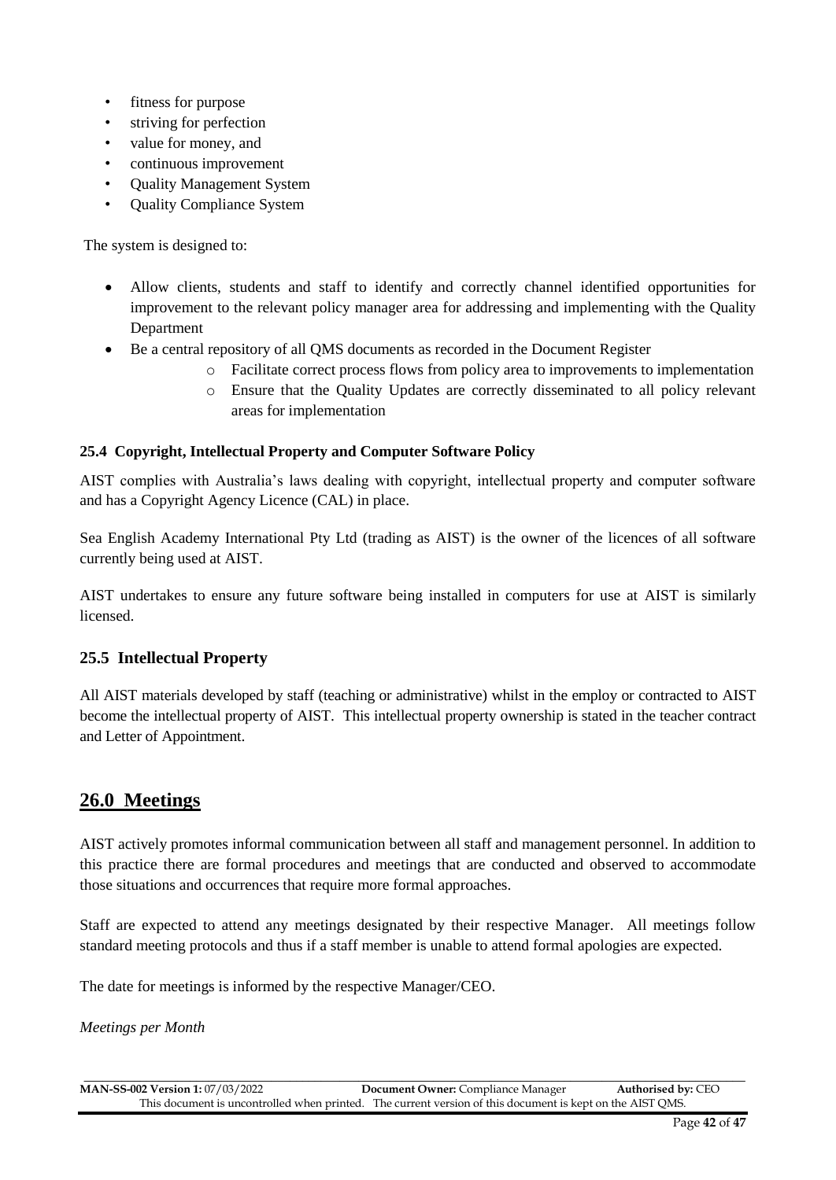- fitness for purpose
- striving for perfection
- value for money, and
- continuous improvement
- Quality Management System
- Quality Compliance System

The system is designed to:

- Allow clients, students and staff to identify and correctly channel identified opportunities for improvement to the relevant policy manager area for addressing and implementing with the Quality Department
- Be a central repository of all QMS documents as recorded in the Document Register
  - Facilitate correct process flows from policy area to improvements to implementation
  - Ensure that the Quality Updates are correctly disseminated to all policy relevant areas for implementation

#### 25.4 Copyright, Intellectual Property and Computer Software Policy

AIST complies with Australia's laws dealing with copyright, intellectual property and computer software and has a Copyright Agency Licence (CAL) in place.

Sea English Academy International Pty Ltd (trading as AIST) is the owner of the licences of all software currently being used at AIST.

AIST undertakes to ensure any future software being installed in computers for use at AIST is similarly licensed.

### 25.5 Intellectual Property

All AIST materials developed by staff (teaching or administrative) whilst in the employ or contracted to AIST become the intellectual property of AIST. This intellectual property ownership is stated in the teacher contract and Letter of Appointment.

## 26.0 Meetings

AIST actively promotes informal communication between all staff and management personnel. In addition to this practice there are formal procedures and meetings that are conducted and observed to accommodate those situations and occurrences that require more formal approaches.

Staff are expected to attend any meetings designated by their respective Manager. All meetings follow standard meeting protocols and thus if a staff member is unable to attend formal apologies are expected.

The date for meetings is informed by the respective Manager/CEO.

*Meetings per Month*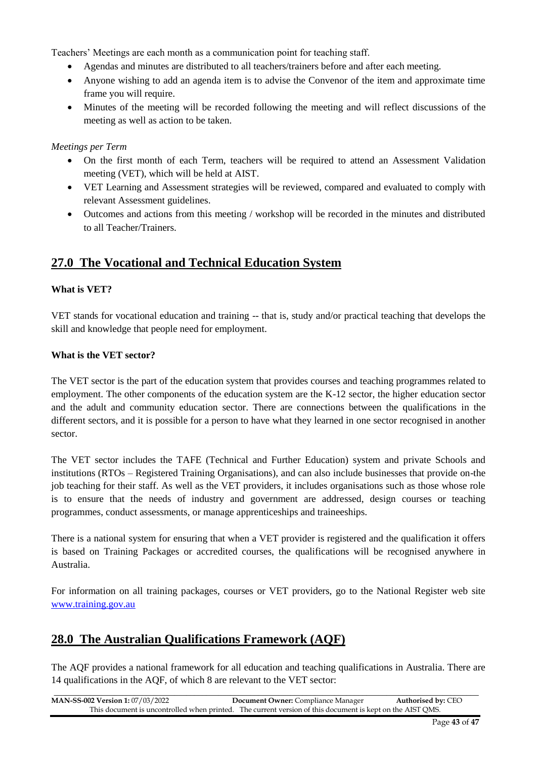Teachers' Meetings are each month as a communication point for teaching staff.

- Agendas and minutes are distributed to all teachers/trainers before and after each meeting.
- Anyone wishing to add an agenda item is to advise the Convenor of the item and approximate time frame you will require.
- Minutes of the meeting will be recorded following the meeting and will reflect discussions of the meeting as well as action to be taken.

*Meetings per Term*

- On the first month of each Term, teachers will be required to attend an Assessment Validation meeting (VET), which will be held at AIST.
- VET Learning and Assessment strategies will be reviewed, compared and evaluated to comply with relevant Assessment guidelines.
- Outcomes and actions from this meeting / workshop will be recorded in the minutes and distributed to all Teacher/Trainers.

## 27.0 The Vocational and Technical Education System

**What is VET?**

VET stands for vocational education and training -- that is, study and/or practical teaching that develops the skill and knowledge that people need for employment.

**What is the VET sector?**

The VET sector is the part of the education system that provides courses and teaching programmes related to employment. The other components of the education system are the K-12 sector, the higher education sector and the adult and community education sector. There are connections between the qualifications in the different sectors, and it is possible for a person to have what they learned in one sector recognised in another sector.

The VET sector includes the TAFE (Technical and Further Education) system and private Schools and institutions (RTOs – Registered Training Organisations), and can also include businesses that provide on-the job teaching for their staff. As well as the VET providers, it includes organisations such as those whose role is to ensure that the needs of industry and government are addressed, design courses or teaching programmes, conduct assessments, or manage apprenticeships and traineeships.

There is a national system for ensuring that when a VET provider is registered and the qualification it offers is based on Training Packages or accredited courses, the qualifications will be recognised anywhere in Australia.

For information on all training packages, courses or VET providers, go to the National Register web site [www.training.gov.au](http://www.training.gov.au)

## 28.0 The Australian Qualifications Framework (AQF)

The AQF provides a national framework for all education and teaching qualifications in Australia. There are 14 qualifications in the AQF, of which 8 are relevant to the VET sector: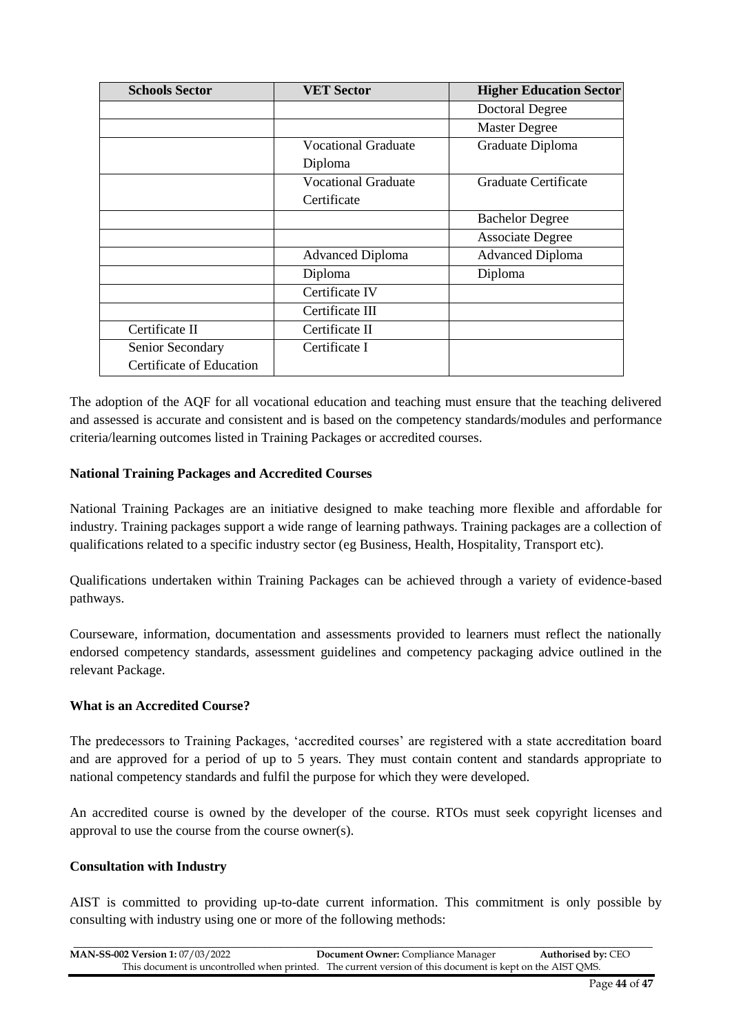| Schools Sector | VET Sector | Higher Education Sector |
|---|---|---|
| | | Doctoral Degree |
| | | Master Degree |
| | Vocational Graduate Diploma | Graduate Diploma |
| | Vocational Graduate Certificate | Graduate Certificate |
| | | Bachelor Degree |
| | | Associate Degree |
| | Advanced Diploma | Advanced Diploma |
| | Diploma | Diploma |
| | Certificate IV | |
| | Certificate III | |
| Certificate II | Certificate II | |
| Senior Secondary Certificate of Education | Certificate I | |

The adoption of the AQF for all vocational education and teaching must ensure that the teaching delivered and assessed is accurate and consistent and is based on the competency standards/modules and performance criteria/learning outcomes listed in Training Packages or accredited courses.

**National Training Packages and Accredited Courses**

National Training Packages are an initiative designed to make teaching more flexible and affordable for industry. Training packages support a wide range of learning pathways. Training packages are a collection of qualifications related to a specific industry sector (eg Business, Health, Hospitality, Transport etc).

Qualifications undertaken within Training Packages can be achieved through a variety of evidence-based pathways.

Courseware, information, documentation and assessments provided to learners must reflect the nationally endorsed competency standards, assessment guidelines and competency packaging advice outlined in the relevant Package.

**What is an Accredited Course?**

The predecessors to Training Packages, 'accredited courses' are registered with a state accreditation board and are approved for a period of up to 5 years. They must contain content and standards appropriate to national competency standards and fulfil the purpose for which they were developed.

An accredited course is owned by the developer of the course. RTOs must seek copyright licenses and approval to use the course from the course owner(s).

**Consultation with Industry**

AIST is committed to providing up-to-date current information. This commitment is only possible by consulting with industry using one or more of the following methods: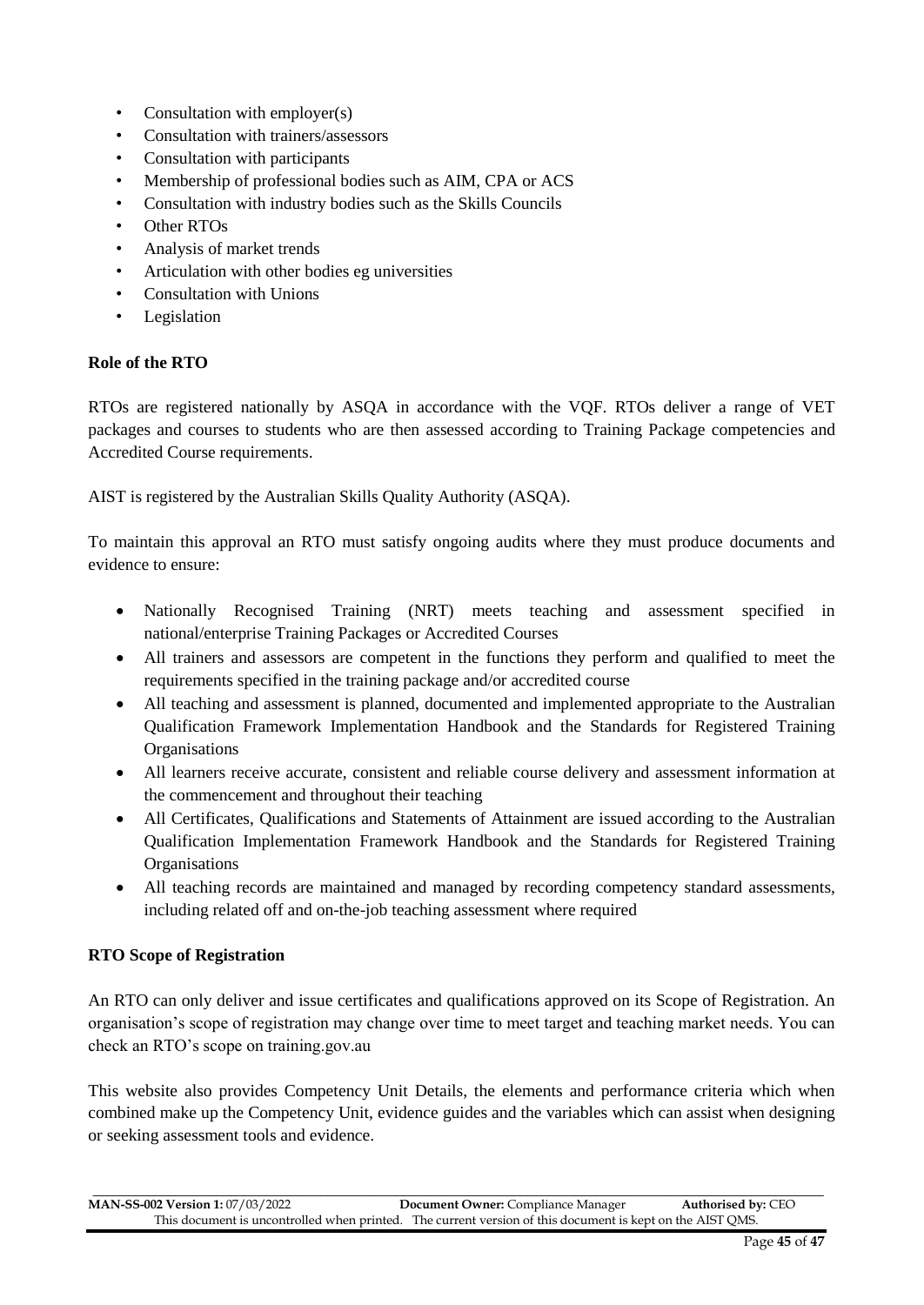- Consultation with employer(s)
- Consultation with trainers/assessors
- Consultation with participants
- Membership of professional bodies such as AIM, CPA or ACS
- Consultation with industry bodies such as the Skills Councils
- Other RTOs
- Analysis of market trends
- Articulation with other bodies eg universities
- Consultation with Unions
- Legislation

**Role of the RTO**

RTOs are registered nationally by ASQA in accordance with the VQF. RTOs deliver a range of VET packages and courses to students who are then assessed according to Training Package competencies and Accredited Course requirements.

AIST is registered by the Australian Skills Quality Authority (ASQA).

To maintain this approval an RTO must satisfy ongoing audits where they must produce documents and evidence to ensure:

- Nationally Recognised Training (NRT) meets teaching and assessment specified in national/enterprise Training Packages or Accredited Courses
- All trainers and assessors are competent in the functions they perform and qualified to meet the requirements specified in the training package and/or accredited course
- All teaching and assessment is planned, documented and implemented appropriate to the Australian Qualification Framework Implementation Handbook and the Standards for Registered Training Organisations
- All learners receive accurate, consistent and reliable course delivery and assessment information at the commencement and throughout their teaching
- All Certificates, Qualifications and Statements of Attainment are issued according to the Australian Qualification Implementation Framework Handbook and the Standards for Registered Training Organisations
- All teaching records are maintained and managed by recording competency standard assessments, including related off and on-the-job teaching assessment where required

**RTO Scope of Registration**

An RTO can only deliver and issue certificates and qualifications approved on its Scope of Registration. An organisation's scope of registration may change over time to meet target and teaching market needs. You can check an RTO's scope on training.gov.au

This website also provides Competency Unit Details, the elements and performance criteria which when combined make up the Competency Unit, evidence guides and the variables which can assist when designing or seeking assessment tools and evidence.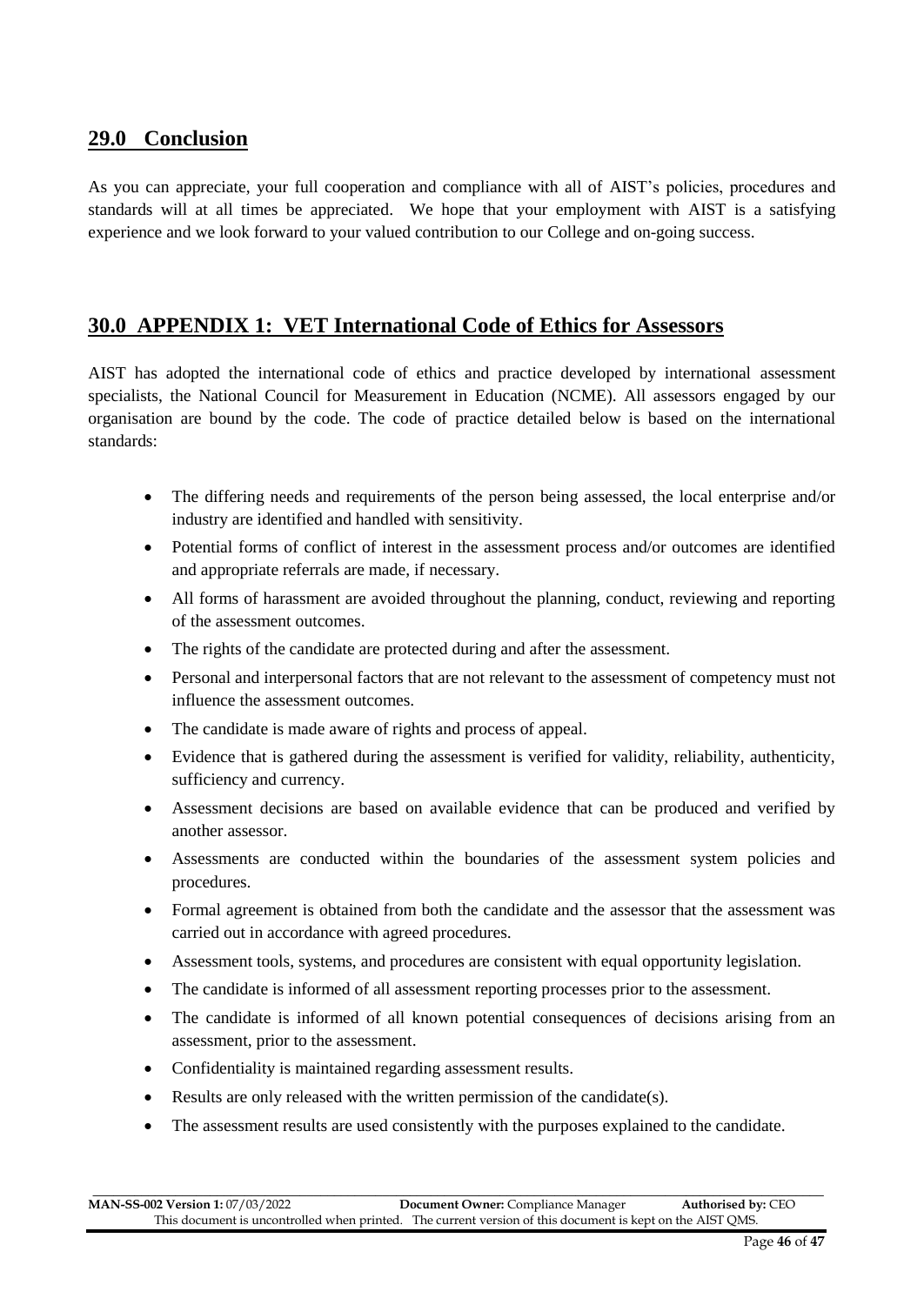## 29.0 Conclusion

As you can appreciate, your full cooperation and compliance with all of AIST's policies, procedures and standards will at all times be appreciated. We hope that your employment with AIST is a satisfying experience and we look forward to your valued contribution to our College and on-going success.

## 30.0 APPENDIX 1: VET International Code of Ethics for Assessors

AIST has adopted the international code of ethics and practice developed by international assessment specialists, the National Council for Measurement in Education (NCME). All assessors engaged by our organisation are bound by the code. The code of practice detailed below is based on the international standards:

- The differing needs and requirements of the person being assessed, the local enterprise and/or industry are identified and handled with sensitivity.
- Potential forms of conflict of interest in the assessment process and/or outcomes are identified and appropriate referrals are made, if necessary.
- All forms of harassment are avoided throughout the planning, conduct, reviewing and reporting of the assessment outcomes.
- The rights of the candidate are protected during and after the assessment.
- Personal and interpersonal factors that are not relevant to the assessment of competency must not influence the assessment outcomes.
- The candidate is made aware of rights and process of appeal.
- Evidence that is gathered during the assessment is verified for validity, reliability, authenticity, sufficiency and currency.
- Assessment decisions are based on available evidence that can be produced and verified by another assessor.
- Assessments are conducted within the boundaries of the assessment system policies and procedures.
- Formal agreement is obtained from both the candidate and the assessor that the assessment was carried out in accordance with agreed procedures.
- Assessment tools, systems, and procedures are consistent with equal opportunity legislation.
- The candidate is informed of all assessment reporting processes prior to the assessment.
- The candidate is informed of all known potential consequences of decisions arising from an assessment, prior to the assessment.
- Confidentiality is maintained regarding assessment results.
- Results are only released with the written permission of the candidate(s).
- The assessment results are used consistently with the purposes explained to the candidate.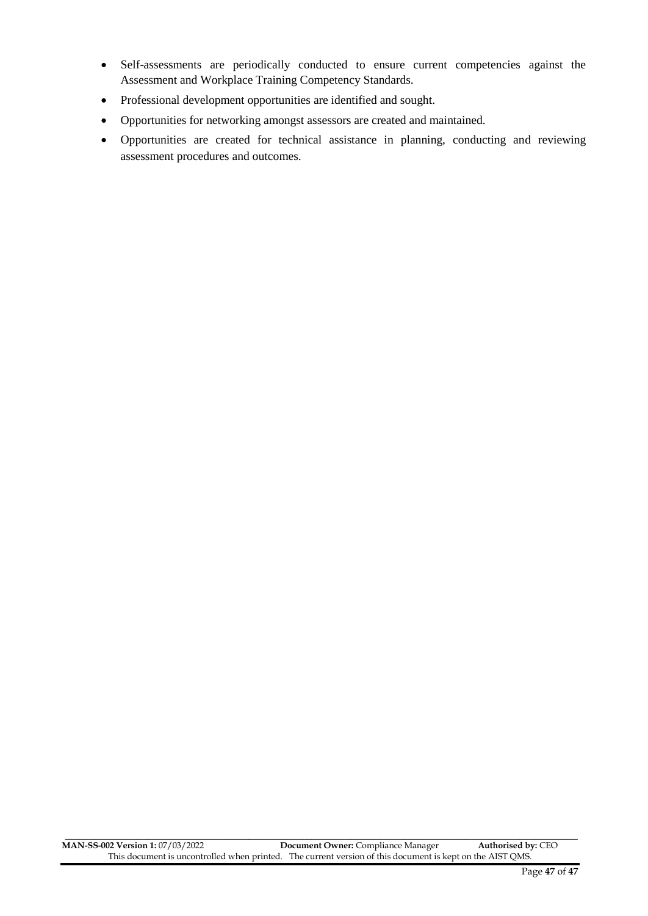- Self-assessments are periodically conducted to ensure current competencies against the Assessment and Workplace Training Competency Standards.
- Professional development opportunities are identified and sought.
- Opportunities for networking amongst assessors are created and maintained.
- Opportunities are created for technical assistance in planning, conducting and reviewing assessment procedures and outcomes.